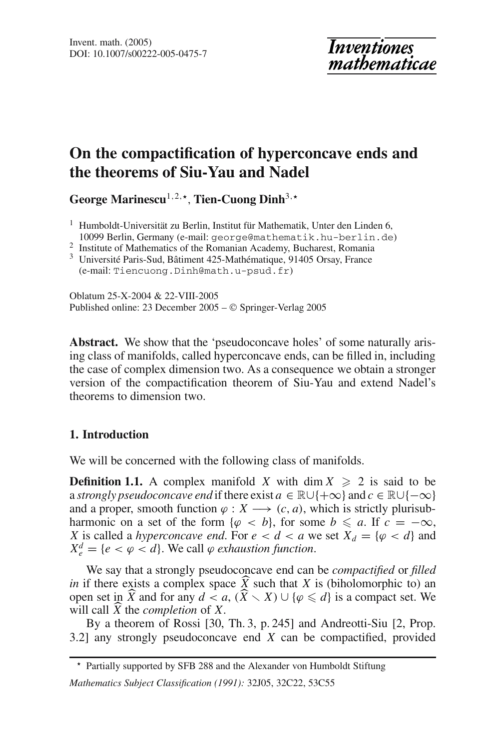# On the compactification of hyperconcave ends and the theorems of Siu-Yau and Nadel

**George Marinescu**[1,2,⋆], **Tien-Cuong Dinh**[3,⋆]

[1] Humboldt-Universität zu Berlin, Institut für Mathematik, Unter den Linden 6, 10099 Berlin, Germany (e-mail: george@mathematik.hu-berlin.de)

[2] Institute of Mathematics of the Romanian Academy, Bucharest, Romania

[3] Université Paris-Sud, Bâtiment 425-Mathématique, 91405 Orsay, France (e-mail: Tiencuong.Dinh@math.u-psud.fr)

Oblatum 25-X-2004 & 22-VIII-2005
Published online: 23 December 2005 – © Springer-Verlag 2005

**Abstract.** We show that the 'pseudoconcave holes' of some naturally arising class of manifolds, called hyperconcave ends, can be filled in, including the case of complex dimension two. As a consequence we obtain a stronger version of the compactification theorem of Siu-Yau and extend Nadel's theorems to dimension two.

## 1. Introduction

We will be concerned with the following class of manifolds.

**Definition 1.1.** A complex manifold $X$ with $\dim X \geqslant 2$ is said to be a *strongly pseudoconcave end* if there exist $a \in \mathbb{R}\cup\{+\infty\}$ and $c \in \mathbb{R}\cup\{-\infty\}$ and a proper, smooth function $\varphi : X \longrightarrow (c, a)$, which is strictly plurisubharmonic on a set of the form $\{\varphi < b\}$, for some $b \leqslant a$. If $c = -\infty$, $X$ is called a *hyperconcave end*. For $e < d < a$ we set $X_d = \{\varphi < d\}$ and $X_e^d = \{e < \varphi < d\}$. We call $\varphi$ *exhaustion function*.

We say that a strongly pseudoconcave end can be *compactified* or *filled in* if there exists a complex space $\widehat{X}$ such that $X$ is (biholomorphic to) an open set in $\widehat{X}$ and for any $d < a$, $(\widehat{X} \smallsetminus X) \cup \{\varphi \leqslant d\}$ is a compact set. We will call $\widehat{X}$ the *completion* of $X$.

By a theorem of Rossi [30, Th. 3, p. 245] and Andreotti-Siu [2, Prop. 3.2] any strongly pseudoconcave end $X$ can be compactified, provided

⋆ Partially supported by SFB 288 and the Alexander von Humboldt Stiftung

*Mathematics Subject Classification (1991):* 32J05, 32C22, 53C55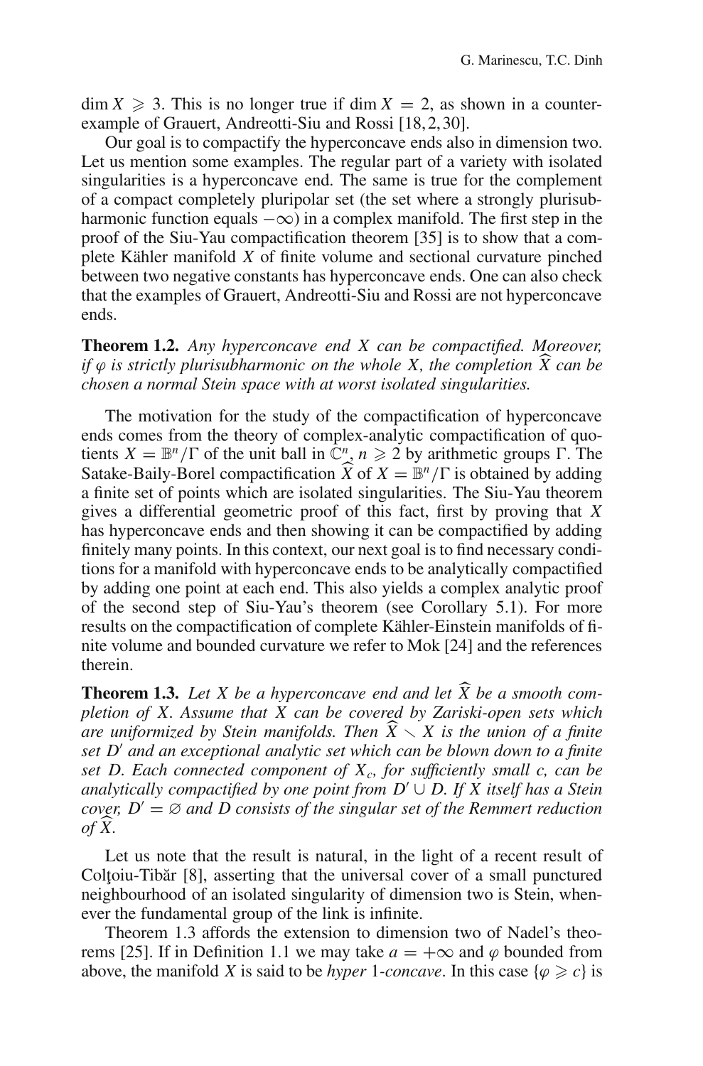$\dim X \geqslant 3$. This is no longer true if $\dim X = 2$, as shown in a counterexample of Grauert, Andreotti-Siu and Rossi [18, 2, 30].

Our goal is to compactify the hyperconcave ends also in dimension two. Let us mention some examples. The regular part of a variety with isolated singularities is a hyperconcave end. The same is true for the complement of a compact completely pluripolar set (the set where a strongly plurisubharmonic function equals $-\infty$) in a complex manifold. The first step in the proof of the Siu-Yau compactification theorem [35] is to show that a complete Kähler manifold $X$ of finite volume and sectional curvature pinched between two negative constants has hyperconcave ends. One can also check that the examples of Grauert, Andreotti-Siu and Rossi are not hyperconcave ends.

**Theorem 1.2.** *Any hyperconcave end $X$ can be compactified. Moreover, if $\varphi$ is strictly plurisubharmonic on the whole $X$, the completion $\widehat{X}$ can be chosen a normal Stein space with at worst isolated singularities.*

The motivation for the study of the compactification of hyperconcave ends comes from the theory of complex-analytic compactification of quotients $X = \mathbb{B}^n/\Gamma$ of the unit ball in $\mathbb{C}^n$, $n \geqslant 2$ by arithmetic groups $\Gamma$. The Satake-Baily-Borel compactification $\widehat{X}$ of $X = \mathbb{B}^n/\Gamma$ is obtained by adding a finite set of points which are isolated singularities. The Siu-Yau theorem gives a differential geometric proof of this fact, first by proving that $X$ has hyperconcave ends and then showing it can be compactified by adding finitely many points. In this context, our next goal is to find necessary conditions for a manifold with hyperconcave ends to be analytically compactified by adding one point at each end. This also yields a complex analytic proof of the second step of Siu-Yau's theorem (see Corollary 5.1). For more results on the compactification of complete Kähler-Einstein manifolds of finite volume and bounded curvature we refer to Mok [24] and the references therein.

**Theorem 1.3.** *Let $X$ be a hyperconcave end and let $\widehat{X}$ be a smooth completion of $X$. Assume that $X$ can be covered by Zariski-open sets which are uniformized by Stein manifolds. Then $\widehat{X} \smallsetminus X$ is the union of a finite set $D'$ and an exceptional analytic set which can be blown down to a finite set $D$. Each connected component of $X_c$, for sufficiently small $c$, can be analytically compactified by one point from $D' \cup D$. If $X$ itself has a Stein cover, $D' = \varnothing$ and $D$ consists of the singular set of the Remmert reduction of $\widehat{X}$.*

Let us note that the result is natural, in the light of a recent result of Colţoiu-Tibăr [8], asserting that the universal cover of a small punctured neighbourhood of an isolated singularity of dimension two is Stein, whenever the fundamental group of the link is infinite.

Theorem 1.3 affords the extension to dimension two of Nadel's theorems [25]. If in Definition 1.1 we may take $a = +\infty$ and $\varphi$ bounded from above, the manifold $X$ is said to be *hyper* 1*-concave*. In this case $\{\varphi \geqslant c\}$ is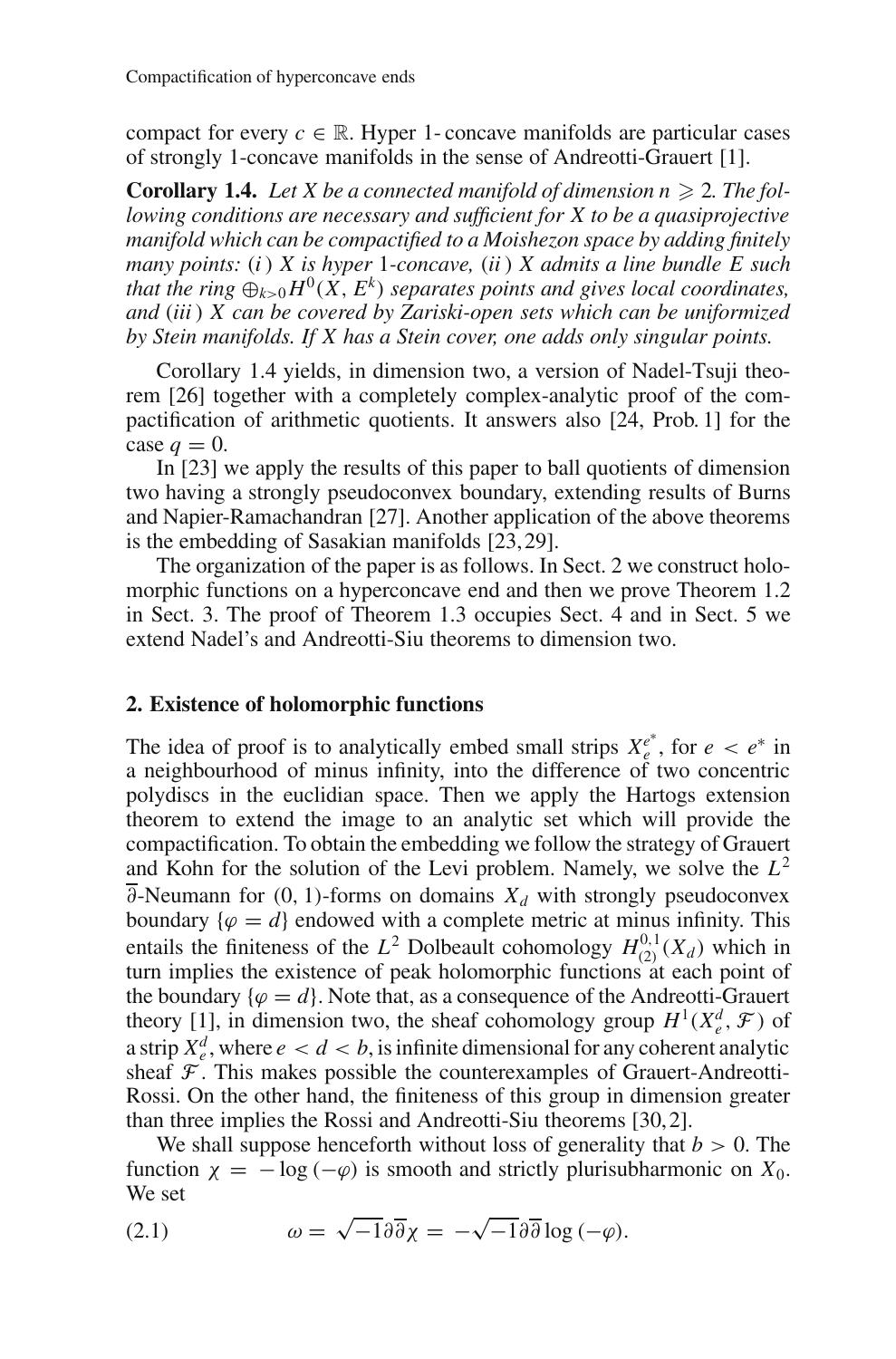compact for every $c \in \mathbb{R}$. Hyper 1-concave manifolds are particular cases of strongly 1-concave manifolds in the sense of Andreotti-Grauert [1].

**Corollary 1.4.** *Let $X$ be a connected manifold of dimension $n \geqslant 2$. The following conditions are necessary and sufficient for $X$ to be a quasiprojective manifold which can be compactified to a Moishezon space by adding finitely many points: (i) $X$ is hyper 1-concave, (ii) $X$ admits a line bundle $E$ such that the ring $\oplus_{k>0} H^0(X, E^k)$ separates points and gives local coordinates, and (iii) $X$ can be covered by Zariski-open sets which can be uniformized by Stein manifolds. If $X$ has a Stein cover, one adds only singular points.*

Corollary 1.4 yields, in dimension two, a version of Nadel-Tsuji theorem [26] together with a completely complex-analytic proof of the compactification of arithmetic quotients. It answers also [24, Prob. 1] for the case $q = 0$.

In [23] we apply the results of this paper to ball quotients of dimension two having a strongly pseudoconvex boundary, extending results of Burns and Napier-Ramachandran [27]. Another application of the above theorems is the embedding of Sasakian manifolds [23,29].

The organization of the paper is as follows. In Sect. 2 we construct holomorphic functions on a hyperconcave end and then we prove Theorem 1.2 in Sect. 3. The proof of Theorem 1.3 occupies Sect. 4 and in Sect. 5 we extend Nadel's and Andreotti-Siu theorems to dimension two.

## 2. Existence of holomorphic functions

The idea of proof is to analytically embed small strips $X_e^{e^*}$, for $e < e^*$ in a neighbourhood of minus infinity, into the difference of two concentric polydiscs in the euclidian space. Then we apply the Hartogs extension theorem to extend the image to an analytic set which will provide the compactification. To obtain the embedding we follow the strategy of Grauert and Kohn for the solution of the Levi problem. Namely, we solve the $L^2$ $\overline{\partial}$-Neumann for (0, 1)-forms on domains $X_d$ with strongly pseudoconvex boundary $\{\varphi = d\}$ endowed with a complete metric at minus infinity. This entails the finiteness of the $L^2$ Dolbeault cohomology $H^{0,1}_{(2)}(X_d)$ which in turn implies the existence of peak holomorphic functions at each point of the boundary $\{\varphi = d\}$. Note that, as a consequence of the Andreotti-Grauert theory [1], in dimension two, the sheaf cohomology group $H^1(X_e^d, \mathcal{F})$ of a strip $X_e^d$, where $e < d < b$, is infinite dimensional for any coherent analytic sheaf $\mathcal{F}$. This makes possible the counterexamples of Grauert-Andreotti-Rossi. On the other hand, the finiteness of this group in dimension greater than three implies the Rossi and Andreotti-Siu theorems [30,2].

We shall suppose henceforth without loss of generality that $b > 0$. The function $\chi = -\log(-\varphi)$ is smooth and strictly plurisubharmonic on $X_0$. We set

$$\omega = \sqrt{-1}\partial\overline{\partial}\chi = -\sqrt{-1}\partial\overline{\partial}\log(-\varphi). \tag{2.1}$$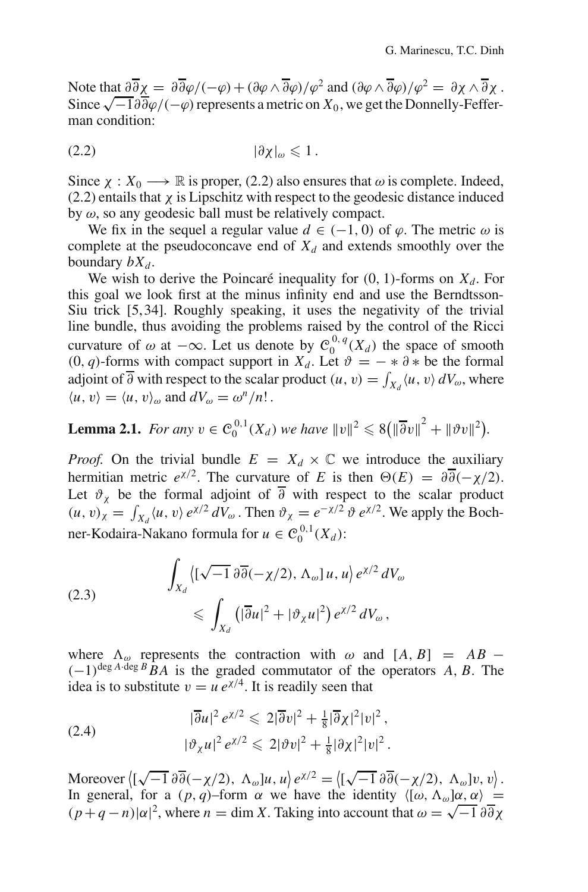Note that $\partial\overline{\partial}\chi = \partial\overline{\partial}\varphi/(-\varphi) + (\partial\varphi \wedge \overline{\partial}\varphi)/\varphi^2$ and $(\partial\varphi \wedge \overline{\partial}\varphi)/\varphi^2 = \partial\chi \wedge \overline{\partial}\chi$. Since $\sqrt{-1}\,\partial\overline{\partial}\varphi/(-\varphi)$ represents a metric on $X_0$, we get the Donnelly-Fefferman condition:

$$
|\partial\chi|_\omega \leqslant 1\,. \tag{2.2}
$$

Since $\chi : X_0 \longrightarrow \mathbb{R}$ is proper, (2.2) also ensures that $\omega$ is complete. Indeed, (2.2) entails that $\chi$ is Lipschitz with respect to the geodesic distance induced by $\omega$, so any geodesic ball must be relatively compact.

We fix in the sequel a regular value $d \in (-1, 0)$ of $\varphi$. The metric $\omega$ is complete at the pseudoconcave end of $X_d$ and extends smoothly over the boundary $bX_d$.

We wish to derive the Poincaré inequality for $(0,1)$-forms on $X_d$. For this goal we look first at the minus infinity end and use the Berndtsson-Siu trick [5, 34]. Roughly speaking, it uses the negativity of the trivial line bundle, thus avoiding the problems raised by the control of the Ricci curvature of $\omega$ at $-\infty$. Let us denote by $\mathcal{C}^{0,\,q}_0(X_d)$ the space of smooth $(0,q)$-forms with compact support in $X_d$. Let $\vartheta = -\ast\,\partial\,\ast$ be the formal adjoint of $\overline{\partial}$ with respect to the scalar product $(u,v) = \int_{X_d} \langle u, v\rangle\, dV_\omega$, where $\langle u, v\rangle = \langle u, v\rangle_\omega$ and $dV_\omega = \omega^n/n!$.

**Lemma 2.1.** *For any* $v \in \mathcal{C}^{0,1}_0(X_d)$ *we have* $\|v\|^2 \leqslant 8\big(\|\overline{\partial}v\|^2 + \|\vartheta v\|^2\big)$.

*Proof.* On the trivial bundle $E = X_d \times \mathbb{C}$ we introduce the auxiliary hermitian metric $e^{\chi/2}$. The curvature of $E$ is then $\Theta(E) = \partial\overline{\partial}(-\chi/2)$. Let $\vartheta_\chi$ be the formal adjoint of $\overline{\partial}$ with respect to the scalar product $(u,v)_\chi = \int_{X_d} \langle u, v\rangle\, e^{\chi/2}\, dV_\omega$. Then $\vartheta_\chi = e^{-\chi/2}\,\vartheta\, e^{\chi/2}$. We apply the Bochner-Kodaira-Nakano formula for $u \in \mathcal{C}^{0,1}_0(X_d)$:

$$
\begin{aligned}
\int_{X_d} \big\langle [\sqrt{-1}\,\partial\overline{\partial}(-\chi/2),\, \Lambda_\omega]\, u, u\big\rangle\, e^{\chi/2}\, dV_\omega& \\
\leqslant \int_{X_d} \big(|\overline{\partial}u|^2 + |\vartheta_\chi u|^2\big)\, e^{\chi/2}\, dV_\omega\,,&
\end{aligned} \tag{2.3}
$$

where $\Lambda_\omega$ represents the contraction with $\omega$ and $[A,B] = AB - (-1)^{\deg A\cdot \deg B} BA$ is the graded commutator of the operators $A$, $B$. The idea is to substitute $v = u\, e^{\chi/4}$. It is readily seen that

$$
\begin{aligned}
|\overline{\partial}u|^2\, e^{\chi/2} &\leqslant 2|\overline{\partial}v|^2 + \tfrac{1}{8}|\overline{\partial}\chi|^2|v|^2\,,\\
|\vartheta_\chi u|^2\, e^{\chi/2} &\leqslant 2|\vartheta v|^2 + \tfrac{1}{8}|\partial\chi|^2|v|^2\,.
\end{aligned} \tag{2.4}
$$

Moreover $\big\langle [\sqrt{-1}\,\partial\overline{\partial}(-\chi/2),\, \Lambda_\omega]u, u\big\rangle\, e^{\chi/2} = \big\langle [\sqrt{-1}\,\partial\overline{\partial}(-\chi/2),\, \Lambda_\omega]v, v\big\rangle$. In general, for a $(p,q)$–form $\alpha$ we have the identity $\langle [\omega, \Lambda_\omega]\alpha, \alpha\rangle = (p+q-n)|\alpha|^2$, where $n = \dim X$. Taking into account that $\omega = \sqrt{-1}\,\partial\overline{\partial}\chi$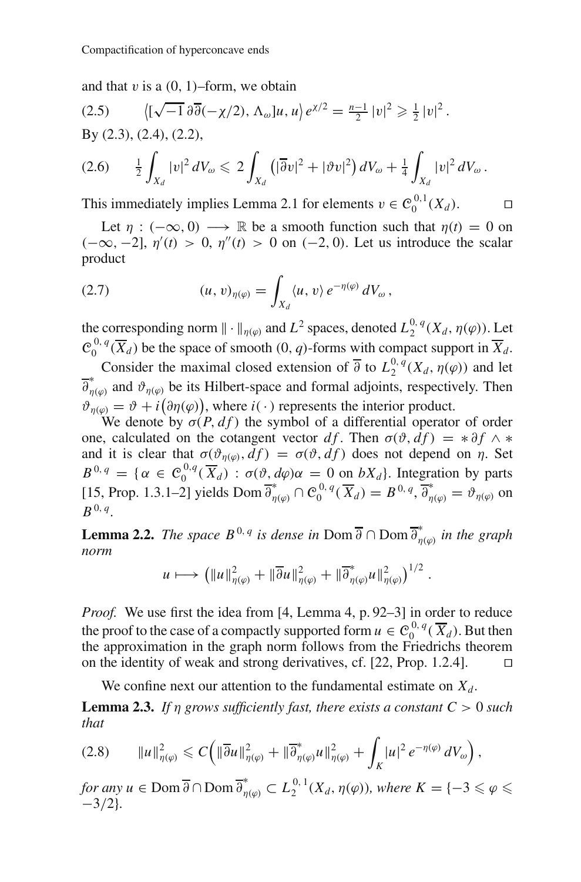and that $v$ is a $(0, 1)$–form, we obtain

$$\big\langle [\sqrt{-1}\,\partial\overline{\partial}(-\chi/2),\, \Lambda_\omega]u, u\big\rangle\, e^{\chi/2} = \tfrac{n-1}{2}\,|v|^2 \geqslant \tfrac{1}{2}\,|v|^2\,. \tag{2.5}$$

By (2.3), (2.4), (2.2),

$$\tfrac{1}{2}\int_{X_d} |v|^2\, dV_\omega \leqslant 2\int_{X_d} \big(|\overline{\partial}v|^2 + |\vartheta v|^2\big)\, dV_\omega + \tfrac{1}{4}\int_{X_d} |v|^2\, dV_\omega\,. \tag{2.6}$$

This immediately implies Lemma 2.1 for elements $v \in \mathcal{C}^{0,1}_0(X_d)$. □

Let $\eta : (-\infty, 0) \longrightarrow \mathbb{R}$ be a smooth function such that $\eta(t) = 0$ on $(-\infty, -2]$, $\eta'(t) > 0$, $\eta''(t) > 0$ on $(-2, 0)$. Let us introduce the scalar product

$$(u, v)_{\eta(\varphi)} = \int_{X_d} \langle u, v\rangle\, e^{-\eta(\varphi)}\, dV_\omega\,, \tag{2.7}$$

the corresponding norm $\|\cdot\|_{\eta(\varphi)}$ and $L^2$ spaces, denoted $L^{0,q}_2(X_d, \eta(\varphi))$. Let $\mathcal{C}^{0,q}_0(\overline{X}_d)$ be the space of smooth $(0, q)$-forms with compact support in $\overline{X}_d$.

Consider the maximal closed extension of $\overline{\partial}$ to $L^{0,q}_2(X_d, \eta(\varphi))$ and let $\overline{\partial}^*_{\eta(\varphi)}$ and $\vartheta_{\eta(\varphi)}$ be its Hilbert-space and formal adjoints, respectively. Then $\vartheta_{\eta(\varphi)} = \vartheta + i\big(\partial\eta(\varphi)\big)$, where $i(\cdot)$ represents the interior product.

We denote by $\sigma(P, df)$ the symbol of a differential operator of order one, calculated on the cotangent vector $df$. Then $\sigma(\vartheta, df) = *\,\partial f \wedge *$ and it is clear that $\sigma(\vartheta_{\eta(\varphi)}, df) = \sigma(\vartheta, df)$ does not depend on $\eta$. Set $B^{0,q} = \{\alpha \in \mathcal{C}^{0,q}_0(\overline{X}_d) : \sigma(\vartheta, d\varphi)\alpha = 0 \text{ on } bX_d\}$. Integration by parts [15, Prop. 1.3.1–2] yields $\operatorname{Dom}\overline{\partial}^*_{\eta(\varphi)} \cap \mathcal{C}^{0,q}_0(\overline{X}_d) = B^{0,q}$, $\overline{\partial}^*_{\eta(\varphi)} = \vartheta_{\eta(\varphi)}$ on $B^{0,q}$.

**Lemma 2.2.** *The space $B^{0,q}$ is dense in $\operatorname{Dom}\overline{\partial} \cap \operatorname{Dom}\overline{\partial}^*_{\eta(\varphi)}$ in the graph norm*

$$u \longmapsto \big(\|u\|^2_{\eta(\varphi)} + \|\overline{\partial}u\|^2_{\eta(\varphi)} + \|\overline{\partial}^*_{\eta(\varphi)}u\|^2_{\eta(\varphi)}\big)^{1/2}\,.$$

*Proof.* We use first the idea from [4, Lemma 4, p. 92–3] in order to reduce the proof to the case of a compactly supported form $u \in \mathcal{C}^{0,q}_0(\overline{X}_d)$. But then the approximation in the graph norm follows from the Friedrichs theorem on the identity of weak and strong derivatives, cf. [22, Prop. 1.2.4]. □

We confine next our attention to the fundamental estimate on $X_d$.

**Lemma 2.3.** *If $\eta$ grows sufficiently fast, there exists a constant $C > 0$ such that*

$$\|u\|^2_{\eta(\varphi)} \leqslant C\Big(\|\overline{\partial}u\|^2_{\eta(\varphi)} + \|\overline{\partial}^*_{\eta(\varphi)}u\|^2_{\eta(\varphi)} + \int_K |u|^2\, e^{-\eta(\varphi)}\, dV_\omega\Big)\,, \tag{2.8}$$

*for any $u \in \operatorname{Dom}\overline{\partial} \cap \operatorname{Dom}\overline{\partial}^*_{\eta(\varphi)} \subset L^{0,1}_2(X_d, \eta(\varphi))$, where $K = \{-3 \leqslant \varphi \leqslant -3/2\}$.*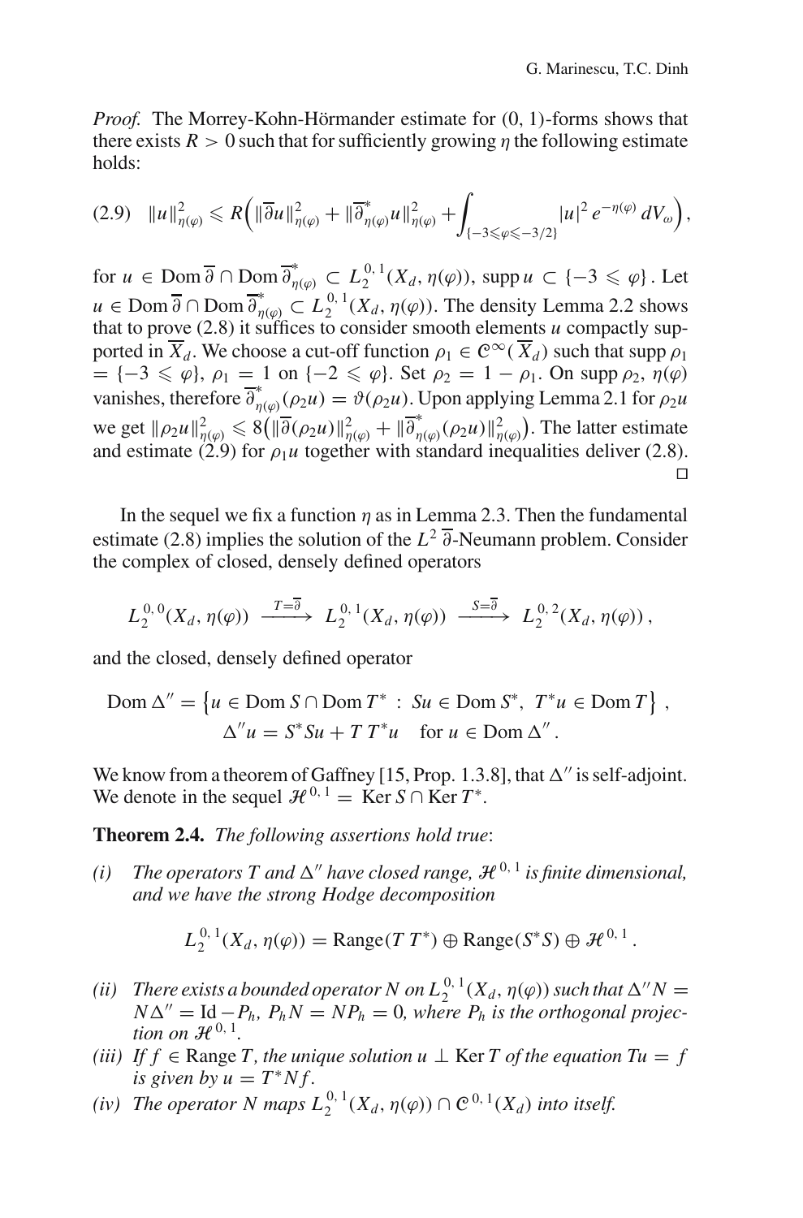*Proof.* The Morrey-Kohn-Hörmander estimate for (0, 1)-forms shows that there exists $R > 0$ such that for sufficiently growing $\eta$ the following estimate holds:

$$
(2.9)\quad \|u\|^2_{\eta(\varphi)} \leqslant R\Big(\|\overline{\partial}u\|^2_{\eta(\varphi)} + \|\overline{\partial}^*_{\eta(\varphi)}u\|^2_{\eta(\varphi)} + \int_{\{-3\leqslant\varphi\leqslant-3/2\}} |u|^2\, e^{-\eta(\varphi)}\, dV_\omega\Big),
$$

for $u \in \operatorname{Dom}\overline{\partial} \cap \operatorname{Dom}\overline{\partial}^*_{\eta(\varphi)} \subset L^{0,1}_2(X_d, \eta(\varphi))$, $\operatorname{supp} u \subset \{-3 \leqslant \varphi\}$. Let $u \in \operatorname{Dom}\overline{\partial} \cap \operatorname{Dom}\overline{\partial}^*_{\eta(\varphi)} \subset L^{0,1}_2(X_d, \eta(\varphi))$. The density Lemma 2.2 shows that to prove (2.8) it suffices to consider smooth elements $u$ compactly supported in $\overline{X}_d$. We choose a cut-off function $\rho_1 \in \mathcal{C}^\infty(\overline{X}_d)$ such that $\operatorname{supp}\rho_1 = \{-3 \leqslant \varphi\}$, $\rho_1 = 1$ on $\{-2 \leqslant \varphi\}$. Set $\rho_2 = 1 - \rho_1$. On $\operatorname{supp}\rho_2$, $\eta(\varphi)$ vanishes, therefore $\overline{\partial}^*_{\eta(\varphi)}(\rho_2 u) = \vartheta(\rho_2 u)$. Upon applying Lemma 2.1 for $\rho_2 u$ we get $\|\rho_2 u\|^2_{\eta(\varphi)} \leqslant 8\big(\|\overline{\partial}(\rho_2 u)\|^2_{\eta(\varphi)} + \|\overline{\partial}^*_{\eta(\varphi)}(\rho_2 u)\|^2_{\eta(\varphi)}\big)$. The latter estimate and estimate (2.9) for $\rho_1 u$ together with standard inequalities deliver (2.8). $\square$

In the sequel we fix a function $\eta$ as in Lemma 2.3. Then the fundamental estimate (2.8) implies the solution of the $L^2$ $\overline{\partial}$-Neumann problem. Consider the complex of closed, densely defined operators

$$
L^{0,0}_2(X_d, \eta(\varphi)) \xrightarrow{\;T=\overline{\partial}\;} L^{0,1}_2(X_d, \eta(\varphi)) \xrightarrow{\;S=\overline{\partial}\;} L^{0,2}_2(X_d, \eta(\varphi))\,,
$$

and the closed, densely defined operator

$$
\operatorname{Dom}\Delta'' = \big\{u \in \operatorname{Dom} S \cap \operatorname{Dom} T^* \,:\, Su \in \operatorname{Dom} S^*,\ T^*u \in \operatorname{Dom} T\big\}\,,
$$
$$
\Delta'' u = S^*Su + T\,T^*u \quad \text{for } u \in \operatorname{Dom}\Delta''\,.
$$

We know from a theorem of Gaffney [15, Prop. 1.3.8], that $\Delta''$ is self-adjoint. We denote in the sequel $\mathcal{H}^{0,1} = \operatorname{Ker} S \cap \operatorname{Ker} T^*$.

**Theorem 2.4.** *The following assertions hold true*:

*(i) The operators $T$ and $\Delta''$ have closed range, $\mathcal{H}^{0,1}$ is finite dimensional, and we have the strong Hodge decomposition*

$$
L^{0,1}_2(X_d, \eta(\varphi)) = \operatorname{Range}(T\,T^*) \oplus \operatorname{Range}(S^*S) \oplus \mathcal{H}^{0,1}\,.
$$

*(ii) There exists a bounded operator $N$ on $L^{0,1}_2(X_d, \eta(\varphi))$ such that $\Delta'' N = N\Delta'' = \operatorname{Id} - P_h$, $P_h N = N P_h = 0$, where $P_h$ is the orthogonal projection on $\mathcal{H}^{0,1}$.*

*(iii) If $f \in \operatorname{Range} T$, the unique solution $u \perp \operatorname{Ker} T$ of the equation $Tu = f$ is given by $u = T^*Nf$.*

*(iv) The operator $N$ maps $L^{0,1}_2(X_d, \eta(\varphi)) \cap \mathcal{C}^{0,1}(X_d)$ into itself.*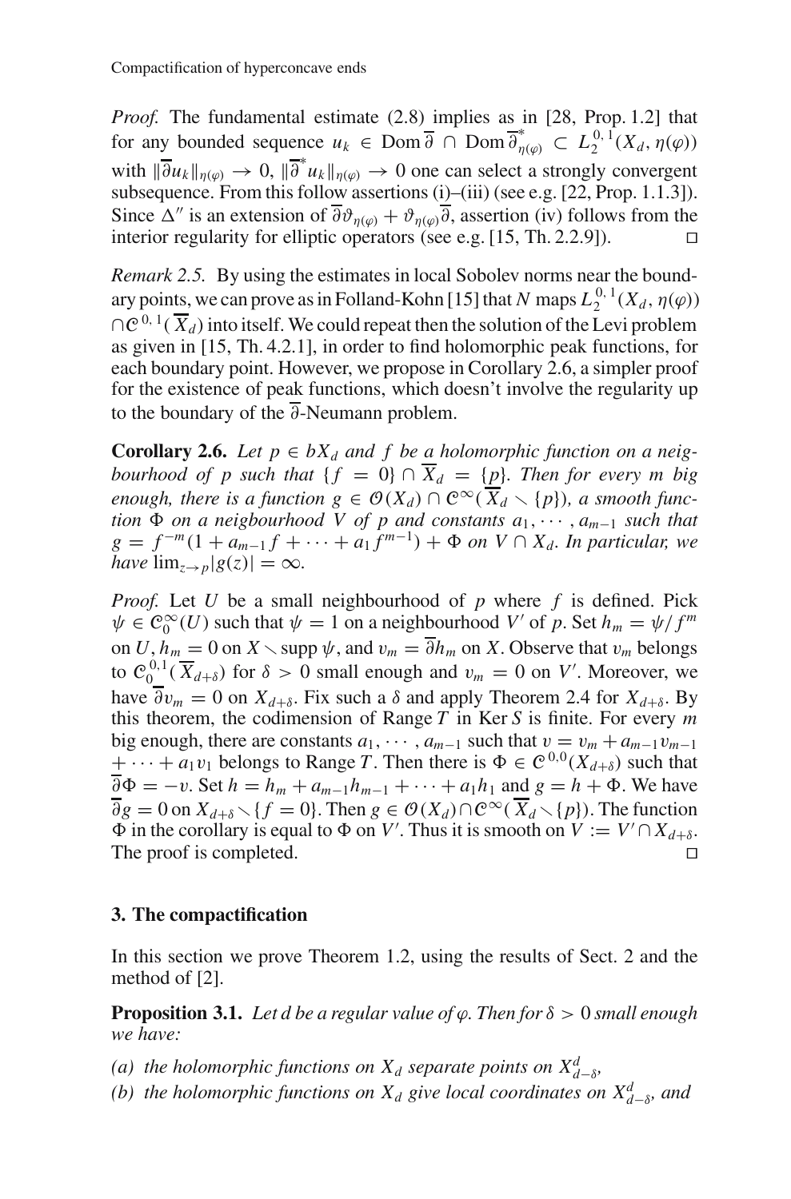*Proof.* The fundamental estimate (2.8) implies as in [28, Prop. 1.2] that for any bounded sequence $u_k \in \operatorname{Dom} \overline{\partial} \cap \operatorname{Dom} \overline{\partial}^*_{\eta(\varphi)} \subset L^{0,1}_2(X_d, \eta(\varphi))$ with $\|\overline{\partial} u_k\|_{\eta(\varphi)} \to 0$, $\|\overline{\partial}^* u_k\|_{\eta(\varphi)} \to 0$ one can select a strongly convergent subsequence. From this follow assertions (i)–(iii) (see e.g. [22, Prop. 1.1.3]). Since $\Delta''$ is an extension of $\overline{\partial}\vartheta_{\eta(\varphi)} + \vartheta_{\eta(\varphi)}\overline{\partial}$, assertion (iv) follows from the interior regularity for elliptic operators (see e.g. [15, Th. 2.2.9]). $\square$

*Remark 2.5.* By using the estimates in local Sobolev norms near the boundary points, we can prove as in Folland-Kohn [15] that $N$ maps $L^{0,1}_2(X_d, \eta(\varphi)) \cap \mathcal{C}^{0,1}(\overline{X}_d)$ into itself. We could repeat then the solution of the Levi problem as given in [15, Th. 4.2.1], in order to find holomorphic peak functions, for each boundary point. However, we propose in Corollary 2.6, a simpler proof for the existence of peak functions, which doesn't involve the regularity up to the boundary of the $\overline{\partial}$-Neumann problem.

**Corollary 2.6.** *Let $p \in bX_d$ and $f$ be a holomorphic function on a neigbourhood of $p$ such that $\{f = 0\} \cap \overline{X}_d = \{p\}$. Then for every $m$ big enough, there is a function $g \in \mathcal{O}(X_d) \cap \mathcal{C}^\infty(\overline{X}_d \smallsetminus \{p\})$, a smooth function $\Phi$ on a neigbourhood $V$ of $p$ and constants $a_1, \cdots, a_{m-1}$ such that $g = f^{-m}(1 + a_{m-1}f + \cdots + a_1 f^{m-1}) + \Phi$ on $V \cap X_d$. In particular, we have $\lim_{z\to p}|g(z)| = \infty$.*

*Proof.* Let $U$ be a small neighbourhood of $p$ where $f$ is defined. Pick $\psi \in \mathcal{C}^\infty_0(U)$ such that $\psi = 1$ on a neighbourhood $V'$ of $p$. Set $h_m = \psi/f^m$ on $U$, $h_m = 0$ on $X \smallsetminus \operatorname{supp}\psi$, and $v_m = \overline{\partial} h_m$ on $X$. Observe that $v_m$ belongs to $\mathcal{C}^{0,1}_0(\overline{X}_{d+\delta})$ for $\delta > 0$ small enough and $v_m = 0$ on $V'$. Moreover, we have $\overline{\partial} v_m = 0$ on $X_{d+\delta}$. Fix such a $\delta$ and apply Theorem 2.4 for $X_{d+\delta}$. By this theorem, the codimension of Range $T$ in Ker $S$ is finite. For every $m$ big enough, there are constants $a_1, \cdots, a_{m-1}$ such that $v = v_m + a_{m-1}v_{m-1} + \cdots + a_1 v_1$ belongs to Range $T$. Then there is $\Phi \in \mathcal{C}^{0,0}(X_{d+\delta})$ such that $\overline{\partial}\Phi = -v$. Set $h = h_m + a_{m-1}h_{m-1} + \cdots + a_1 h_1$ and $g = h + \Phi$. We have $\overline{\partial} g = 0$ on $X_{d+\delta} \smallsetminus \{f = 0\}$. Then $g \in \mathcal{O}(X_d) \cap \mathcal{C}^\infty(\overline{X}_d \smallsetminus \{p\})$. The function $\Phi$ in the corollary is equal to $\Phi$ on $V'$. Thus it is smooth on $V := V' \cap X_{d+\delta}$. The proof is completed. $\square$

## 3. The compactification

In this section we prove Theorem 1.2, using the results of Sect. 2 and the method of [2].

**Proposition 3.1.** *Let $d$ be a regular value of $\varphi$. Then for $\delta > 0$ small enough we have:*

*(a) the holomorphic functions on $X_d$ separate points on $X^d_{d-\delta}$,*

*(b) the holomorphic functions on $X_d$ give local coordinates on $X^d_{d-\delta}$, and*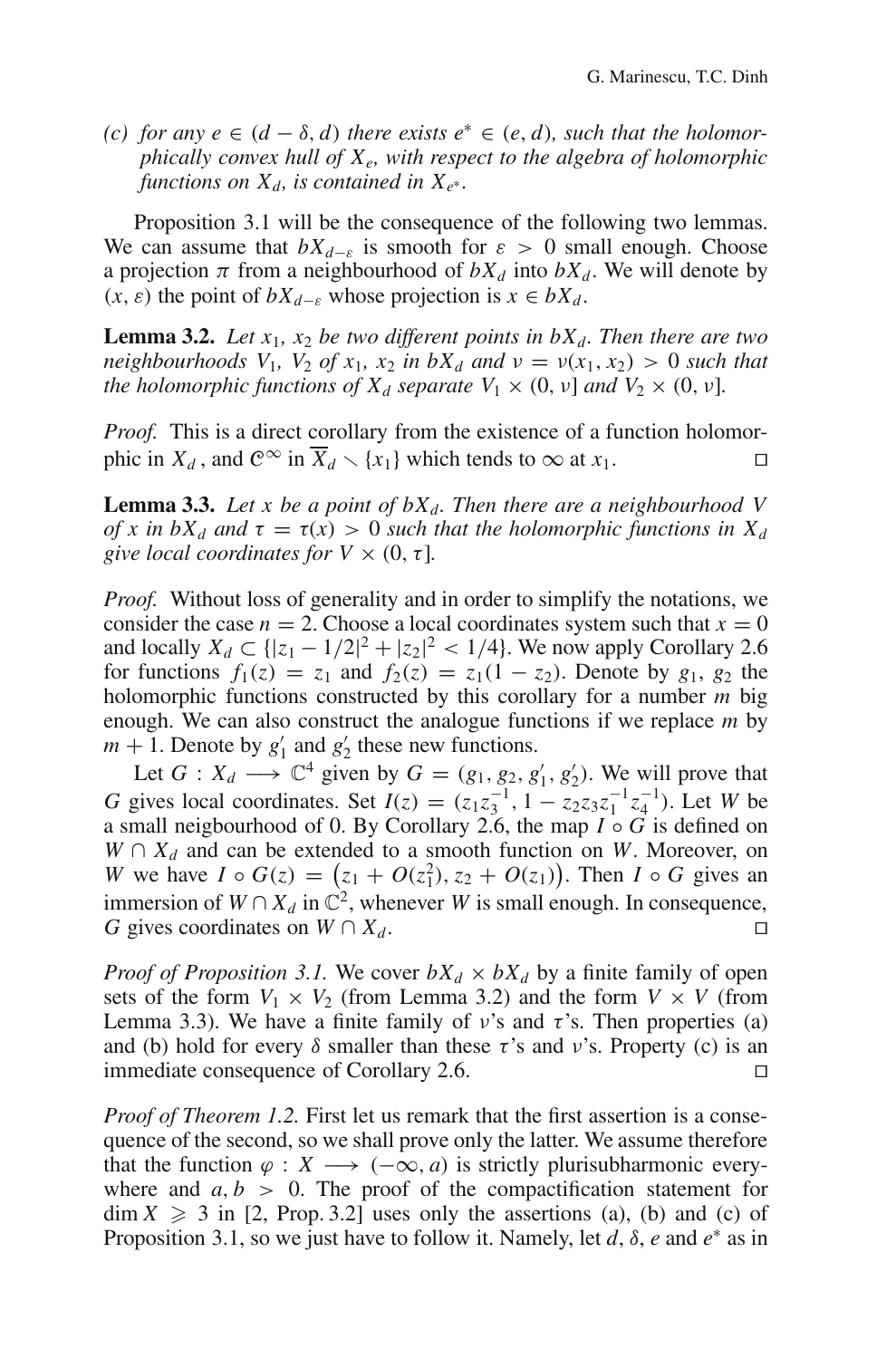*(c) for any $e \in (d-\delta, d)$ there exists $e^* \in (e, d)$, such that the holomorphically convex hull of $X_e$, with respect to the algebra of holomorphic functions on $X_d$, is contained in $X_{e^*}$.*

Proposition 3.1 will be the consequence of the following two lemmas. We can assume that $bX_{d-\varepsilon}$ is smooth for $\varepsilon > 0$ small enough. Choose a projection $\pi$ from a neighbourhood of $bX_d$ into $bX_d$. We will denote by $(x, \varepsilon)$ the point of $bX_{d-\varepsilon}$ whose projection is $x \in bX_d$.

**Lemma 3.2.** *Let $x_1$, $x_2$ be two different points in $bX_d$. Then there are two neighbourhoods $V_1$, $V_2$ of $x_1$, $x_2$ in $bX_d$ and $\nu = \nu(x_1, x_2) > 0$ such that the holomorphic functions of $X_d$ separate $V_1 \times (0, \nu]$ and $V_2 \times (0, \nu]$.*

*Proof.* This is a direct corollary from the existence of a function holomorphic in $X_d$, and $\mathcal{C}^\infty$ in $\overline{X}_d \setminus \{x_1\}$ which tends to $\infty$ at $x_1$. □

**Lemma 3.3.** *Let $x$ be a point of $bX_d$. Then there are a neighbourhood $V$ of $x$ in $bX_d$ and $\tau = \tau(x) > 0$ such that the holomorphic functions in $X_d$ give local coordinates for $V \times (0, \tau]$.*

*Proof.* Without loss of generality and in order to simplify the notations, we consider the case $n = 2$. Choose a local coordinates system such that $x = 0$ and locally $X_d \subset \{|z_1 - 1/2|^2 + |z_2|^2 < 1/4\}$. We now apply Corollary 2.6 for functions $f_1(z) = z_1$ and $f_2(z) = z_1(1 - z_2)$. Denote by $g_1$, $g_2$ the holomorphic functions constructed by this corollary for a number $m$ big enough. We can also construct the analogue functions if we replace $m$ by $m + 1$. Denote by $g_1'$ and $g_2'$ these new functions.

Let $G : X_d \longrightarrow \mathbb{C}^4$ given by $G = (g_1, g_2, g_1', g_2')$. We will prove that $G$ gives local coordinates. Set $I(z) = (z_1 z_3^{-1}, 1 - z_2 z_3 z_1^{-1} z_4^{-1})$. Let $W$ be a small neigbourhood of 0. By Corollary 2.6, the map $I \circ G$ is defined on $W \cap X_d$ and can be extended to a smooth function on $W$. Moreover, on $W$ we have $I \circ G(z) = \big(z_1 + O(z_1^2), z_2 + O(z_1)\big)$. Then $I \circ G$ gives an immersion of $W \cap X_d$ in $\mathbb{C}^2$, whenever $W$ is small enough. In consequence, $G$ gives coordinates on $W \cap X_d$. □

*Proof of Proposition 3.1.* We cover $bX_d \times bX_d$ by a finite family of open sets of the form $V_1 \times V_2$ (from Lemma 3.2) and the form $V \times V$ (from Lemma 3.3). We have a finite family of $\nu$'s and $\tau$'s. Then properties (a) and (b) hold for every $\delta$ smaller than these $\tau$'s and $\nu$'s. Property (c) is an immediate consequence of Corollary 2.6. □

*Proof of Theorem 1.2.* First let us remark that the first assertion is a consequence of the second, so we shall prove only the latter. We assume therefore that the function $\varphi : X \longrightarrow (-\infty, a)$ is strictly plurisubharmonic everywhere and $a, b > 0$. The proof of the compactification statement for $\dim X \geqslant 3$ in [2, Prop. 3.2] uses only the assertions (a), (b) and (c) of Proposition 3.1, so we just have to follow it. Namely, let $d$, $\delta$, $e$ and $e^*$ as in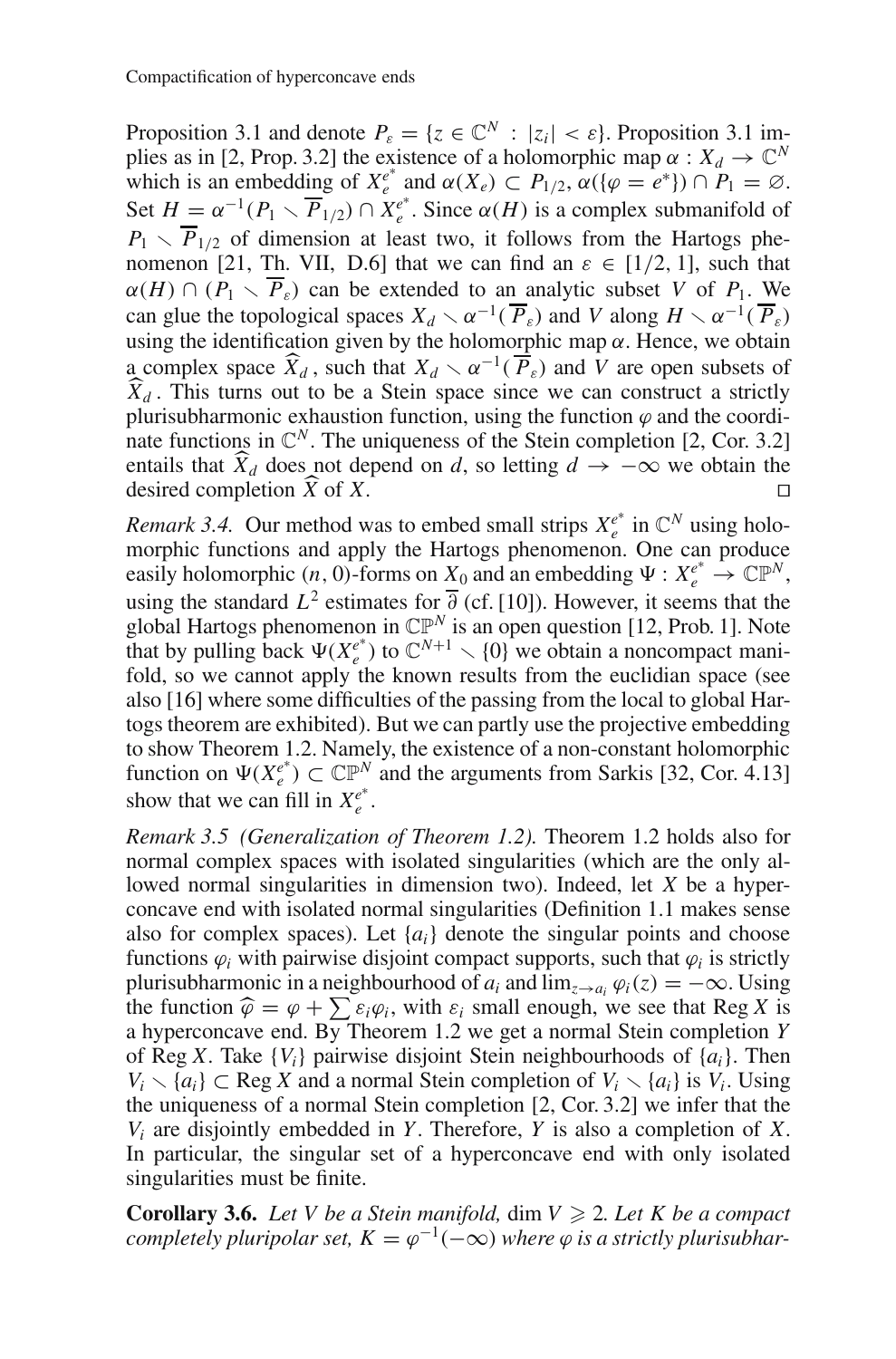Proposition 3.1 and denote $P_\varepsilon = \{z \in \mathbb{C}^N : |z_i| < \varepsilon\}$. Proposition 3.1 implies as in [2, Prop. 3.2] the existence of a holomorphic map $\alpha : X_d \to \mathbb{C}^N$ which is an embedding of $X_e^{e^*}$ and $\alpha(X_e) \subset P_{1/2}$, $\alpha(\{\varphi = e^*\}) \cap P_1 = \varnothing$. Set $H = \alpha^{-1}(P_1 \smallsetminus \overline{P}_{1/2}) \cap X_e^{e^*}$. Since $\alpha(H)$ is a complex submanifold of $P_1 \smallsetminus \overline{P}_{1/2}$ of dimension at least two, it follows from the Hartogs phenomenon [21, Th. VII, D.6] that we can find an $\varepsilon \in [1/2, 1]$, such that $\alpha(H) \cap (P_1 \smallsetminus \overline{P}_\varepsilon)$ can be extended to an analytic subset $V$ of $P_1$. We can glue the topological spaces $X_d \smallsetminus \alpha^{-1}(\overline{P}_\varepsilon)$ and $V$ along $H \smallsetminus \alpha^{-1}(\overline{P}_\varepsilon)$ using the identification given by the holomorphic map $\alpha$. Hence, we obtain a complex space $\widehat{X}_d$, such that $X_d \smallsetminus \alpha^{-1}(\overline{P}_\varepsilon)$ and $V$ are open subsets of $\widehat{X}_d$. This turns out to be a Stein space since we can construct a strictly plurisubharmonic exhaustion function, using the function $\varphi$ and the coordinate functions in $\mathbb{C}^N$. The uniqueness of the Stein completion [2, Cor. 3.2] entails that $\widehat{X}_d$ does not depend on $d$, so letting $d \to -\infty$ we obtain the desired completion $\widehat{X}$ of $X$. □

*Remark 3.4.* Our method was to embed small strips $X_e^{e^*}$ in $\mathbb{C}^N$ using holomorphic functions and apply the Hartogs phenomenon. One can produce easily holomorphic $(n, 0)$-forms on $X_0$ and an embedding $\Psi : X_e^{e^*} \to \mathbb{CP}^N$, using the standard $L^2$ estimates for $\overline{\partial}$ (cf. [10]). However, it seems that the global Hartogs phenomenon in $\mathbb{CP}^N$ is an open question [12, Prob. 1]. Note that by pulling back $\Psi(X_e^{e^*})$ to $\mathbb{C}^{N+1} \smallsetminus \{0\}$ we obtain a noncompact manifold, so we cannot apply the known results from the euclidian space (see also [16] where some difficulties of the passing from the local to global Hartogs theorem are exhibited). But we can partly use the projective embedding to show Theorem 1.2. Namely, the existence of a non-constant holomorphic function on $\Psi(X_e^{e^*}) \subset \mathbb{CP}^N$ and the arguments from Sarkis [32, Cor. 4.13] show that we can fill in $X_e^{e^*}$.

*Remark 3.5 (Generalization of Theorem 1.2).* Theorem 1.2 holds also for normal complex spaces with isolated singularities (which are the only allowed normal singularities in dimension two). Indeed, let $X$ be a hyperconcave end with isolated normal singularities (Definition 1.1 makes sense also for complex spaces). Let $\{a_i\}$ denote the singular points and choose functions $\varphi_i$ with pairwise disjoint compact supports, such that $\varphi_i$ is strictly plurisubharmonic in a neighbourhood of $a_i$ and $\lim_{z \to a_i} \varphi_i(z) = -\infty$. Using the function $\widehat{\varphi} = \varphi + \sum \varepsilon_i \varphi_i$, with $\varepsilon_i$ small enough, we see that $\operatorname{Reg} X$ is a hyperconcave end. By Theorem 1.2 we get a normal Stein completion $Y$ of $\operatorname{Reg} X$. Take $\{V_i\}$ pairwise disjoint Stein neighbourhoods of $\{a_i\}$. Then $V_i \smallsetminus \{a_i\} \subset \operatorname{Reg} X$ and a normal Stein completion of $V_i \smallsetminus \{a_i\}$ is $V_i$. Using the uniqueness of a normal Stein completion [2, Cor. 3.2] we infer that the $V_i$ are disjointly embedded in $Y$. Therefore, $Y$ is also a completion of $X$. In particular, the singular set of a hyperconcave end with only isolated singularities must be finite.

**Corollary 3.6.** *Let $V$ be a Stein manifold,* $\dim V \geqslant 2$*. Let $K$ be a compact completely pluripolar set, $K = \varphi^{-1}(-\infty)$ where $\varphi$ is a strictly plurisubhar-*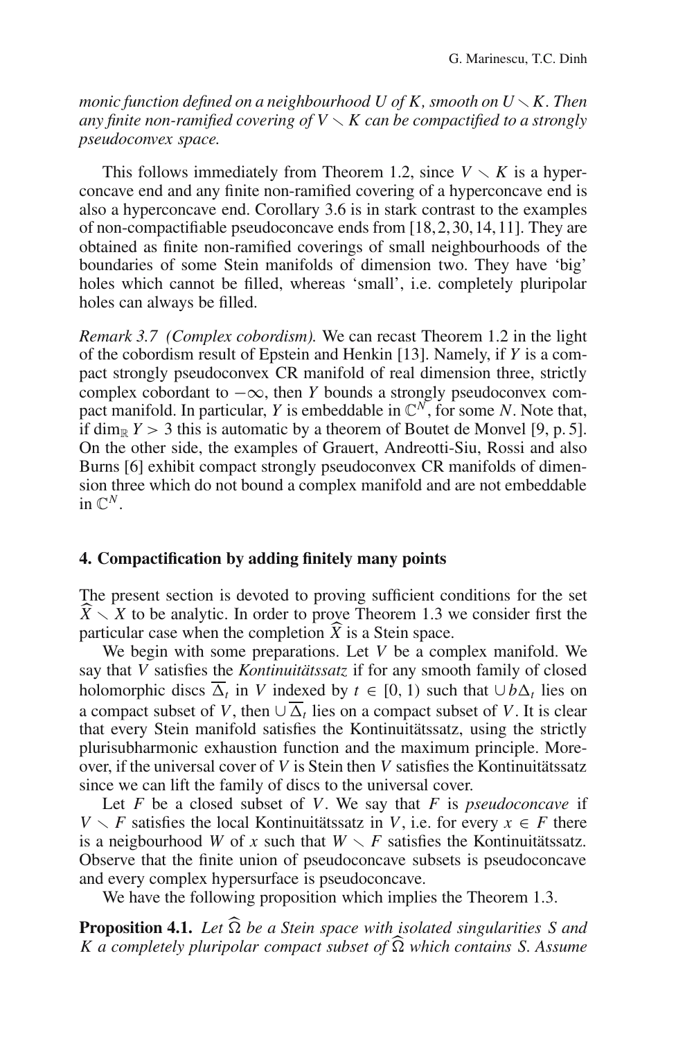*monic function defined on a neighbourhood $U$ of $K$, smooth on $U \setminus K$. Then any finite non-ramified covering of $V \setminus K$ can be compactified to a strongly pseudoconvex space.*

This follows immediately from Theorem 1.2, since $V \setminus K$ is a hyperconcave end and any finite non-ramified covering of a hyperconcave end is also a hyperconcave end. Corollary 3.6 is in stark contrast to the examples of non-compactifiable pseudoconcave ends from [18, 2, 30, 14, 11]. They are obtained as finite non-ramified coverings of small neighbourhoods of the boundaries of some Stein manifolds of dimension two. They have 'big' holes which cannot be filled, whereas 'small', i.e. completely pluripolar holes can always be filled.

*Remark 3.7 (Complex cobordism).* We can recast Theorem 1.2 in the light of the cobordism result of Epstein and Henkin [13]. Namely, if $Y$ is a compact strongly pseudoconvex CR manifold of real dimension three, strictly complex cobordant to $-\infty$, then $Y$ bounds a strongly pseudoconvex compact manifold. In particular, $Y$ is embeddable in $\mathbb{C}^N$, for some $N$. Note that, if $\dim_{\mathbb{R}} Y > 3$ this is automatic by a theorem of Boutet de Monvel [9, p. 5]. On the other side, the examples of Grauert, Andreotti-Siu, Rossi and also Burns [6] exhibit compact strongly pseudoconvex CR manifolds of dimension three which do not bound a complex manifold and are not embeddable in $\mathbb{C}^N$.

## 4. Compactification by adding finitely many points

The present section is devoted to proving sufficient conditions for the set $\widehat{X} \setminus X$ to be analytic. In order to prove Theorem 1.3 we consider first the particular case when the completion $\widehat{X}$ is a Stein space.

We begin with some preparations. Let $V$ be a complex manifold. We say that $V$ satisfies the *Kontinuitätssatz* if for any smooth family of closed holomorphic discs $\overline{\Delta}_t$ in $V$ indexed by $t \in [0, 1)$ such that $\cup b\Delta_t$ lies on a compact subset of $V$, then $\cup \overline{\Delta}_t$ lies on a compact subset of $V$. It is clear that every Stein manifold satisfies the Kontinuitätssatz, using the strictly plurisubharmonic exhaustion function and the maximum principle. Moreover, if the universal cover of $V$ is Stein then $V$ satisfies the Kontinuitätssatz since we can lift the family of discs to the universal cover.

Let $F$ be a closed subset of $V$. We say that $F$ is *pseudoconcave* if $V \setminus F$ satisfies the local Kontinuitätssatz in $V$, i.e. for every $x \in F$ there is a neigbourhood $W$ of $x$ such that $W \setminus F$ satisfies the Kontinuitätssatz. Observe that the finite union of pseudoconcave subsets is pseudoconcave and every complex hypersurface is pseudoconcave.

We have the following proposition which implies the Theorem 1.3.

**Proposition 4.1.** *Let $\widehat{\Omega}$ be a Stein space with isolated singularities $S$ and $K$ a completely pluripolar compact subset of $\widehat{\Omega}$ which contains $S$. Assume*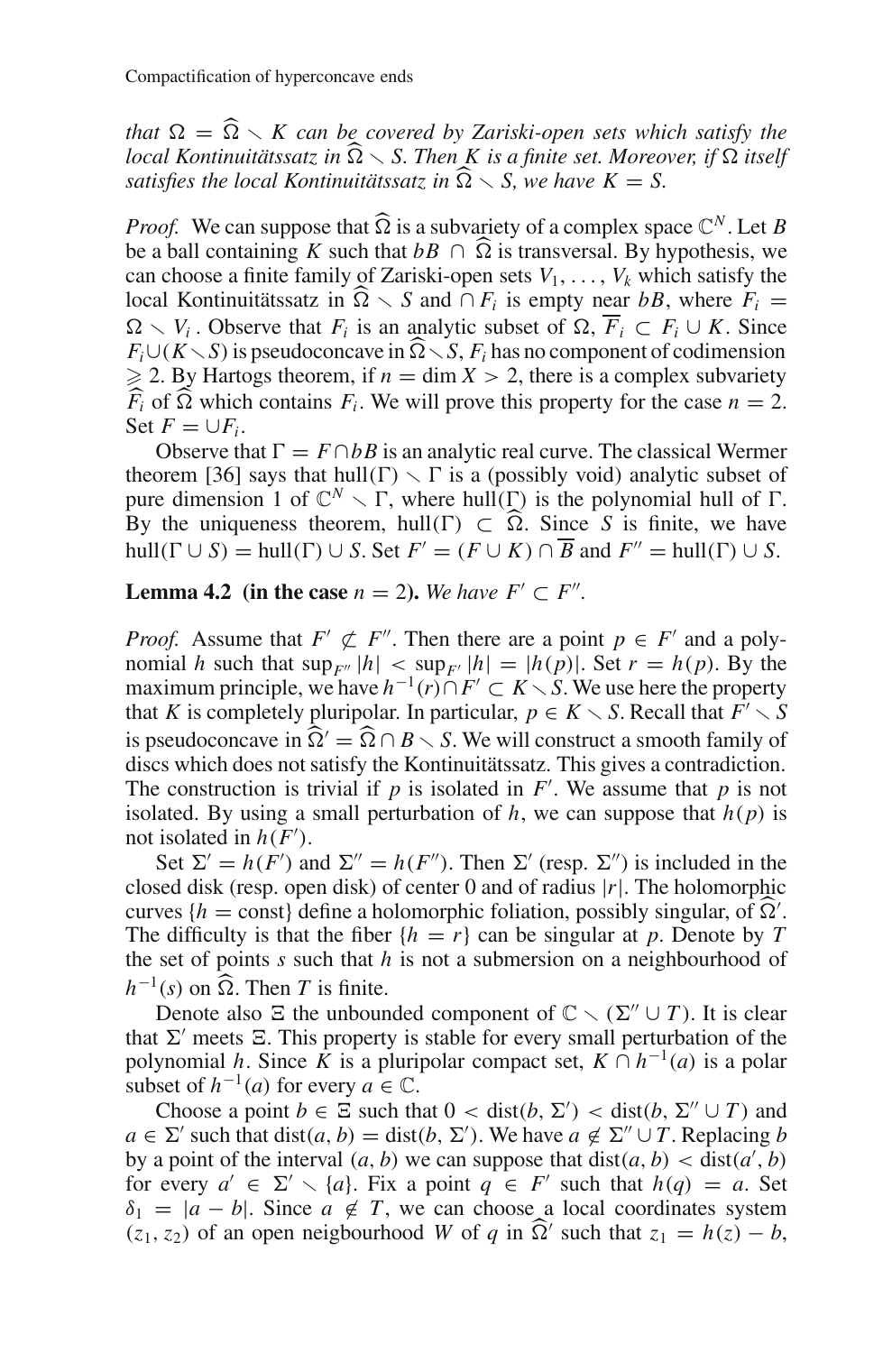*that $\Omega = \widehat{\Omega} \setminus K$ can be covered by Zariski-open sets which satisfy the local Kontinuitätssatz in $\widehat{\Omega} \setminus S$. Then $K$ is a finite set. Moreover, if $\Omega$ itself satisfies the local Kontinuitätssatz in $\widehat{\Omega} \setminus S$, we have $K = S$.*

*Proof.* We can suppose that $\widehat{\Omega}$ is a subvariety of a complex space $\mathbb{C}^N$. Let $B$ be a ball containing $K$ such that $bB \cap \widehat{\Omega}$ is transversal. By hypothesis, we can choose a finite family of Zariski-open sets $V_1, \ldots, V_k$ which satisfy the local Kontinuitätssatz in $\widehat{\Omega} \setminus S$ and $\cap F_i$ is empty near $bB$, where $F_i = \Omega \setminus V_i$. Observe that $F_i$ is an analytic subset of $\Omega$, $\overline{F}_i \subset F_i \cup K$. Since $F_i \cup (K \setminus S)$ is pseudoconcave in $\widehat{\Omega} \setminus S$, $F_i$ has no component of codimension $\geqslant 2$. By Hartogs theorem, if $n = \dim X > 2$, there is a complex subvariety $\widehat{F}_i$ of $\widehat{\Omega}$ which contains $F_i$. We will prove this property for the case $n = 2$. Set $F = \cup F_i$.

Observe that $\Gamma = F \cap bB$ is an analytic real curve. The classical Wermer theorem [36] says that $\text{hull}(\Gamma) \setminus \Gamma$ is a (possibly void) analytic subset of pure dimension 1 of $\mathbb{C}^N \setminus \Gamma$, where $\text{hull}(\Gamma)$ is the polynomial hull of $\Gamma$. By the uniqueness theorem, $\text{hull}(\Gamma) \subset \widehat{\Omega}$. Since $S$ is finite, we have $\text{hull}(\Gamma \cup S) = \text{hull}(\Gamma) \cup S$. Set $F' = (F \cup K) \cap \overline{B}$ and $F'' = \text{hull}(\Gamma) \cup S$.

**Lemma 4.2 (in the case** $n = 2$**).** *We have $F' \subset F''$.*

*Proof.* Assume that $F' \not\subset F''$. Then there are a point $p \in F'$ and a polynomial $h$ such that $\sup_{F''} |h| < \sup_{F'} |h| = |h(p)|$. Set $r = h(p)$. By the maximum principle, we have $h^{-1}(r) \cap F' \subset K \setminus S$. We use here the property that $K$ is completely pluripolar. In particular, $p \in K \setminus S$. Recall that $F' \setminus S$ is pseudoconcave in $\widehat{\Omega}' = \widehat{\Omega} \cap B \setminus S$. We will construct a smooth family of discs which does not satisfy the Kontinuitätssatz. This gives a contradiction. The construction is trivial if $p$ is isolated in $F'$. We assume that $p$ is not isolated. By using a small perturbation of $h$, we can suppose that $h(p)$ is not isolated in $h(F')$.

Set $\Sigma' = h(F')$ and $\Sigma'' = h(F'')$. Then $\Sigma'$ (resp. $\Sigma''$) is included in the closed disk (resp. open disk) of center 0 and of radius $|r|$. The holomorphic curves $\{h = \text{const}\}$ define a holomorphic foliation, possibly singular, of $\widehat{\Omega}'$. The difficulty is that the fiber $\{h = r\}$ can be singular at $p$. Denote by $T$ the set of points $s$ such that $h$ is not a submersion on a neighbourhood of $h^{-1}(s)$ on $\widehat{\Omega}$. Then $T$ is finite.

Denote also $\Xi$ the unbounded component of $\mathbb{C} \setminus (\Sigma'' \cup T)$. It is clear that $\Sigma'$ meets $\Xi$. This property is stable for every small perturbation of the polynomial $h$. Since $K$ is a pluripolar compact set, $K \cap h^{-1}(a)$ is a polar subset of $h^{-1}(a)$ for every $a \in \mathbb{C}$.

Choose a point $b \in \Xi$ such that $0 < \text{dist}(b, \Sigma') < \text{dist}(b, \Sigma'' \cup T)$ and $a \in \Sigma'$ such that $\text{dist}(a, b) = \text{dist}(b, \Sigma')$. We have $a \notin \Sigma'' \cup T$. Replacing $b$ by a point of the interval $(a, b)$ we can suppose that $\text{dist}(a, b) < \text{dist}(a', b)$ for every $a' \in \Sigma' \setminus \{a\}$. Fix a point $q \in F'$ such that $h(q) = a$. Set $\delta_1 = |a - b|$. Since $a \notin T$, we can choose a local coordinates system $(z_1, z_2)$ of an open neigbourhood $W$ of $q$ in $\widehat{\Omega}'$ such that $z_1 = h(z) - b$,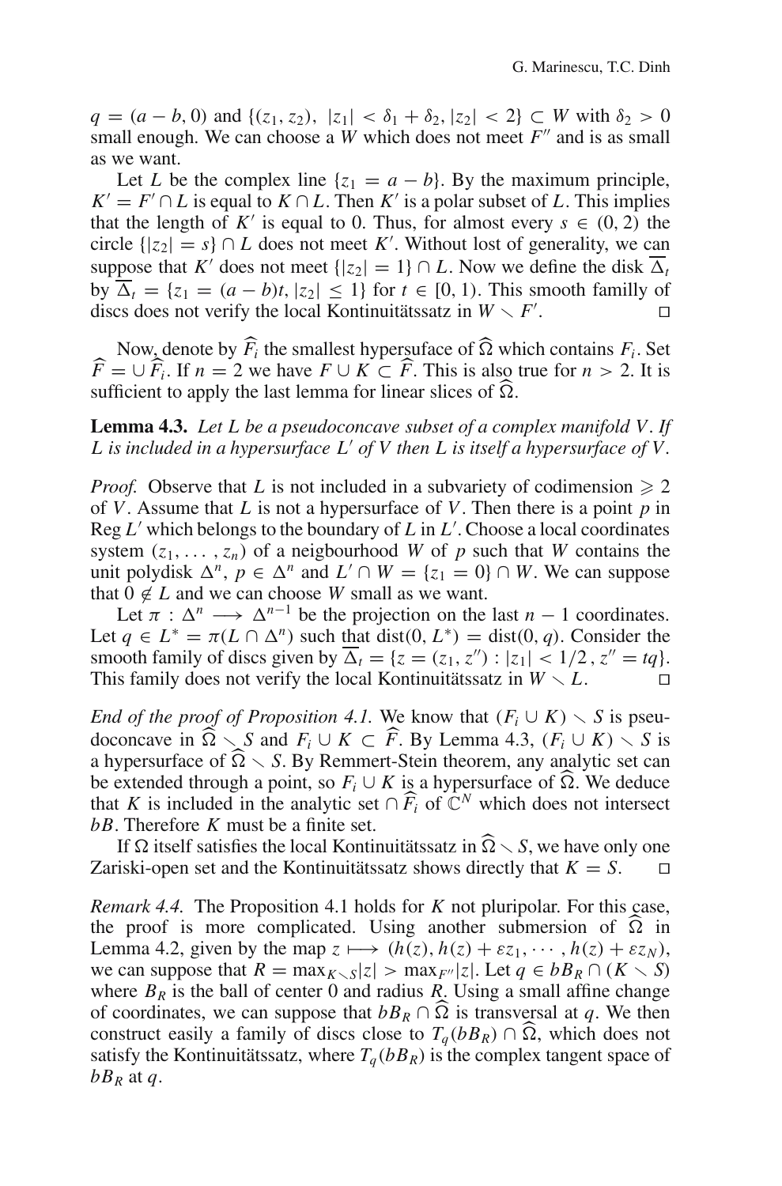$q = (a - b, 0)$ and $\{(z_1, z_2),\ |z_1| < \delta_1 + \delta_2, |z_2| < 2\} \subset W$ with $\delta_2 > 0$ small enough. We can choose a $W$ which does not meet $F''$ and is as small as we want.

Let $L$ be the complex line $\{z_1 = a - b\}$. By the maximum principle, $K' = F' \cap L$ is equal to $K \cap L$. Then $K'$ is a polar subset of $L$. This implies that the length of $K'$ is equal to 0. Thus, for almost every $s \in (0, 2)$ the circle $\{|z_2| = s\} \cap L$ does not meet $K'$. Without lost of generality, we can suppose that $K'$ does not meet $\{|z_2| = 1\} \cap L$. Now we define the disk $\overline{\Delta}_t$ by $\overline{\Delta}_t = \{z_1 = (a - b)t, |z_2| \leq 1\}$ for $t \in [0, 1)$. This smooth family of discs does not verify the local Kontinuitätssatz in $W \setminus F'$. □

Now, denote by $\widehat{F}_i$ the smallest hypersuface of $\widehat{\Omega}$ which contains $F_i$. Set $\widehat{F} = \cup \widehat{F}_i$. If $n = 2$ we have $F \cup K \subset \widehat{F}$. This is also true for $n > 2$. It is sufficient to apply the last lemma for linear slices of $\widehat{\Omega}$.

**Lemma 4.3.** *Let $L$ be a pseudoconcave subset of a complex manifold $V$. If $L$ is included in a hypersurface $L'$ of $V$ then $L$ is itself a hypersurface of $V$.*

*Proof.* Observe that $L$ is not included in a subvariety of codimension $\geqslant 2$ of $V$. Assume that $L$ is not a hypersurface of $V$. Then there is a point $p$ in $\operatorname{Reg} L'$ which belongs to the boundary of $L$ in $L'$. Choose a local coordinates system $(z_1, \ldots, z_n)$ of a neigbourhood $W$ of $p$ such that $W$ contains the unit polydisk $\Delta^n$, $p \in \Delta^n$ and $L' \cap W = \{z_1 = 0\} \cap W$. We can suppose that $0 \notin L$ and we can choose $W$ small as we want.

Let $\pi : \Delta^n \longrightarrow \Delta^{n-1}$ be the projection on the last $n - 1$ coordinates. Let $q \in L^* = \pi(L \cap \Delta^n)$ such that $\operatorname{dist}(0, L^*) = \operatorname{dist}(0, q)$. Consider the smooth family of discs given by $\overline{\Delta}_t = \{z = (z_1, z'') : |z_1| < 1/2\,, z'' = tq\}$. This family does not verify the local Kontinuitätssatz in $W \setminus L$. □

*End of the proof of Proposition 4.1.* We know that $(F_i \cup K) \setminus S$ is pseudoconcave in $\widehat{\Omega} \setminus S$ and $F_i \cup K \subset \widehat{F}$. By Lemma 4.3, $(F_i \cup K) \setminus S$ is a hypersurface of $\widehat{\Omega} \setminus S$. By Remmert-Stein theorem, any analytic set can be extended through a point, so $F_i \cup K$ is a hypersurface of $\widehat{\Omega}$. We deduce that $K$ is included in the analytic set $\cap \widehat{F}_i$ of $\mathbb{C}^N$ which does not intersect $bB$. Therefore $K$ must be a finite set.

If $\Omega$ itself satisfies the local Kontinuitätssatz in $\widehat{\Omega} \setminus S$, we have only one Zariski-open set and the Kontinuitätssatz shows directly that $K = S$. □

*Remark 4.4.* The Proposition 4.1 holds for $K$ not pluripolar. For this case, the proof is more complicated. Using another submersion of $\widehat{\Omega}$ in Lemma 4.2, given by the map $z \longmapsto (h(z), h(z) + \varepsilon z_1, \cdots, h(z) + \varepsilon z_N)$, we can suppose that $R = \max_{K \setminus S} |z| > \max_{F''} |z|$. Let $q \in bB_R \cap (K \setminus S)$ where $B_R$ is the ball of center 0 and radius $R$. Using a small affine change of coordinates, we can suppose that $bB_R \cap \widehat{\Omega}$ is transversal at $q$. We then construct easily a family of discs close to $T_q(bB_R) \cap \widehat{\Omega}$, which does not satisfy the Kontinuitätssatz, where $T_q(bB_R)$ is the complex tangent space of $bB_R$ at $q$.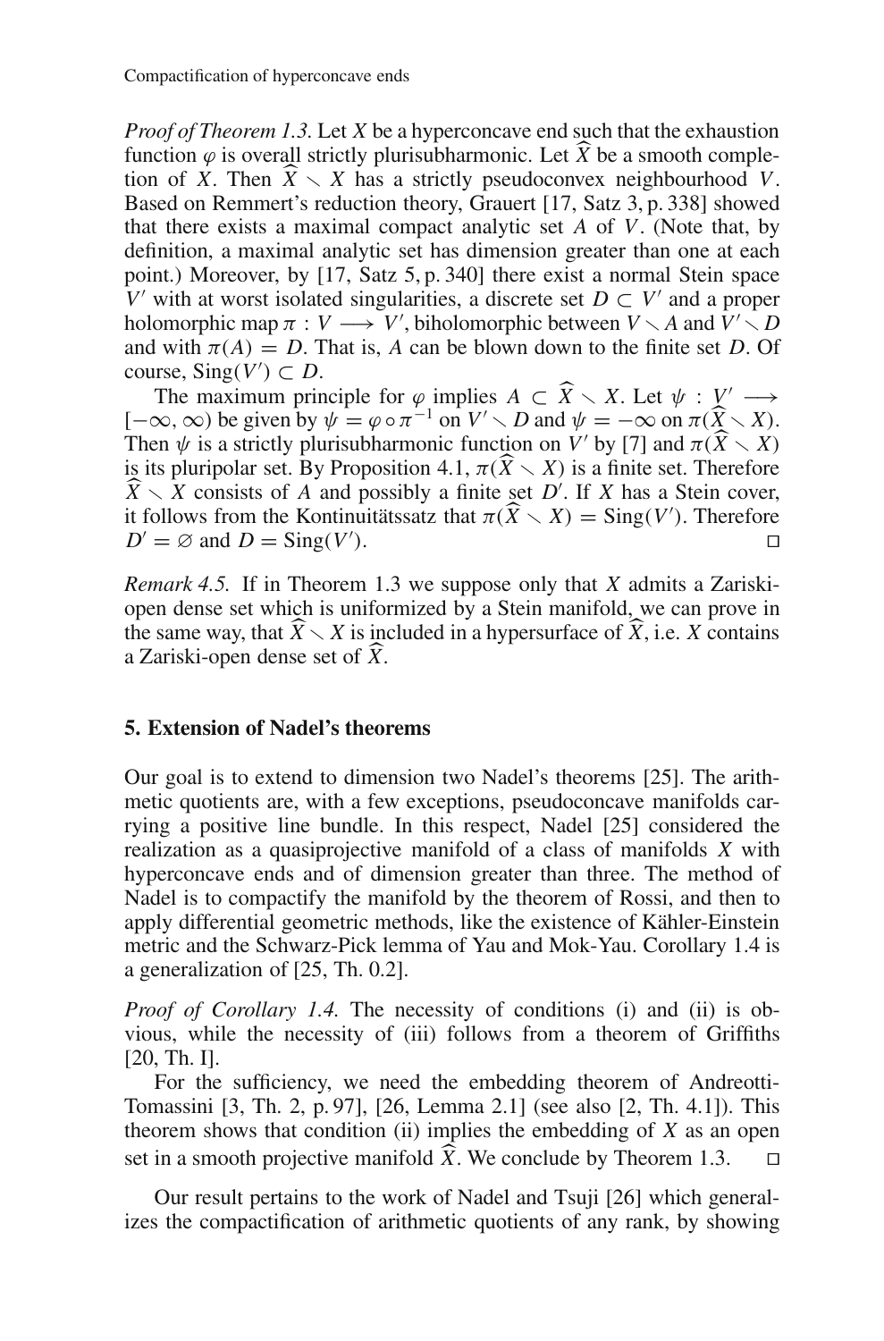*Proof of Theorem 1.3.* Let $X$ be a hyperconcave end such that the exhaustion function $\varphi$ is overall strictly plurisubharmonic. Let $\widehat{X}$ be a smooth completion of $X$. Then $\widehat{X} \smallsetminus X$ has a strictly pseudoconvex neighbourhood $V$. Based on Remmert's reduction theory, Grauert [17, Satz 3, p. 338] showed that there exists a maximal compact analytic set $A$ of $V$. (Note that, by definition, a maximal analytic set has dimension greater than one at each point.) Moreover, by [17, Satz 5, p. 340] there exist a normal Stein space $V'$ with at worst isolated singularities, a discrete set $D \subset V'$ and a proper holomorphic map $\pi : V \longrightarrow V'$, biholomorphic between $V \smallsetminus A$ and $V' \smallsetminus D$ and with $\pi(A) = D$. That is, $A$ can be blown down to the finite set $D$. Of course, $\mathrm{Sing}(V') \subset D$.

The maximum principle for $\varphi$ implies $A \subset \widehat{X} \smallsetminus X$. Let $\psi : V' \longrightarrow [-\infty, \infty)$ be given by $\psi = \varphi \circ \pi^{-1}$ on $V' \smallsetminus D$ and $\psi = -\infty$ on $\pi(\widehat{X} \smallsetminus X)$. Then $\psi$ is a strictly plurisubharmonic function on $V'$ by [7] and $\pi(\widehat{X} \smallsetminus X)$ is its pluripolar set. By Proposition 4.1, $\pi(\widehat{X} \smallsetminus X)$ is a finite set. Therefore $\widehat{X} \smallsetminus X$ consists of $A$ and possibly a finite set $D'$. If $X$ has a Stein cover, it follows from the Kontinuitätssatz that $\pi(\widehat{X} \smallsetminus X) = \mathrm{Sing}(V')$. Therefore $D' = \varnothing$ and $D = \mathrm{Sing}(V')$. $\square$

*Remark 4.5.* If in Theorem 1.3 we suppose only that $X$ admits a Zariski-open dense set which is uniformized by a Stein manifold, we can prove in the same way, that $\widehat{X} \smallsetminus X$ is included in a hypersurface of $\widehat{X}$, i.e. $X$ contains a Zariski-open dense set of $\widehat{X}$.

## 5. Extension of Nadel's theorems

Our goal is to extend to dimension two Nadel's theorems [25]. The arithmetic quotients are, with a few exceptions, pseudoconcave manifolds carrying a positive line bundle. In this respect, Nadel [25] considered the realization as a quasiprojective manifold of a class of manifolds $X$ with hyperconcave ends and of dimension greater than three. The method of Nadel is to compactify the manifold by the theorem of Rossi, and then to apply differential geometric methods, like the existence of Kähler-Einstein metric and the Schwarz-Pick lemma of Yau and Mok-Yau. Corollary 1.4 is a generalization of [25, Th. 0.2].

*Proof of Corollary 1.4.* The necessity of conditions (i) and (ii) is obvious, while the necessity of (iii) follows from a theorem of Griffiths [20, Th. I].

For the sufficiency, we need the embedding theorem of Andreotti-Tomassini [3, Th. 2, p. 97], [26, Lemma 2.1] (see also [2, Th. 4.1]). This theorem shows that condition (ii) implies the embedding of $X$ as an open set in a smooth projective manifold $\widehat{X}$. We conclude by Theorem 1.3. $\square$

Our result pertains to the work of Nadel and Tsuji [26] which generalizes the compactification of arithmetic quotients of any rank, by showing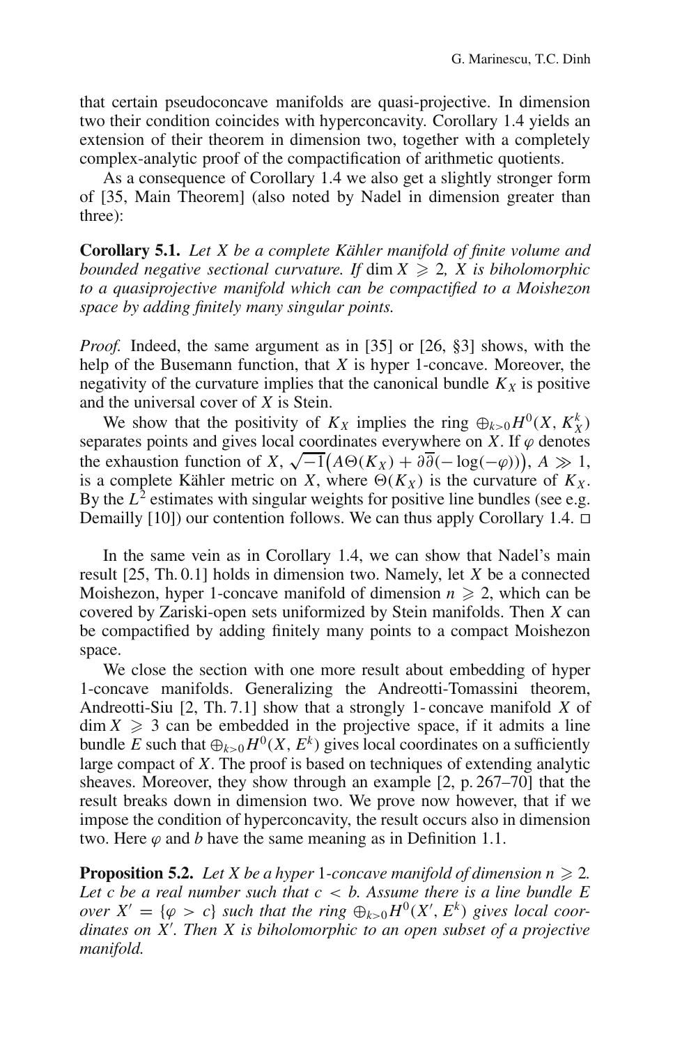that certain pseudoconcave manifolds are quasi-projective. In dimension two their condition coincides with hyperconcavity. Corollary 1.4 yields an extension of their theorem in dimension two, together with a completely complex-analytic proof of the compactification of arithmetic quotients.

As a consequence of Corollary 1.4 we also get a slightly stronger form of [35, Main Theorem] (also noted by Nadel in dimension greater than three):

**Corollary 5.1.** *Let $X$ be a complete Kähler manifold of finite volume and bounded negative sectional curvature. If $\dim X \geqslant 2$, $X$ is biholomorphic to a quasiprojective manifold which can be compactified to a Moishezon space by adding finitely many singular points.*

*Proof.* Indeed, the same argument as in [35] or [26, §3] shows, with the help of the Busemann function, that $X$ is hyper 1-concave. Moreover, the negativity of the curvature implies that the canonical bundle $K_X$ is positive and the universal cover of $X$ is Stein.

We show that the positivity of $K_X$ implies the ring $\oplus_{k>0} H^0(X, K_X^k)$ separates points and gives local coordinates everywhere on $X$. If $\varphi$ denotes the exhaustion function of $X$, $\sqrt{-1}\big(A\Theta(K_X) + \partial\overline{\partial}(-\log(-\varphi))\big)$, $A \gg 1$, is a complete Kähler metric on $X$, where $\Theta(K_X)$ is the curvature of $K_X$. By the $L^2$ estimates with singular weights for positive line bundles (see e.g. Demailly [10]) our contention follows. We can thus apply Corollary 1.4. □

In the same vein as in Corollary 1.4, we can show that Nadel's main result [25, Th. 0.1] holds in dimension two. Namely, let $X$ be a connected Moishezon, hyper 1-concave manifold of dimension $n \geqslant 2$, which can be covered by Zariski-open sets uniformized by Stein manifolds. Then $X$ can be compactified by adding finitely many points to a compact Moishezon space.

We close the section with one more result about embedding of hyper 1-concave manifolds. Generalizing the Andreotti-Tomassini theorem, Andreotti-Siu [2, Th. 7.1] show that a strongly 1-concave manifold $X$ of $\dim X \geqslant 3$ can be embedded in the projective space, if it admits a line bundle $E$ such that $\oplus_{k>0} H^0(X, E^k)$ gives local coordinates on a sufficiently large compact of $X$. The proof is based on techniques of extending analytic sheaves. Moreover, they show through an example [2, p. 267–70] that the result breaks down in dimension two. We prove now however, that if we impose the condition of hyperconcavity, the result occurs also in dimension two. Here $\varphi$ and $b$ have the same meaning as in Definition 1.1.

**Proposition 5.2.** *Let $X$ be a hyper 1-concave manifold of dimension $n \geqslant 2$. Let $c$ be a real number such that $c < b$. Assume there is a line bundle $E$ over $X' = \{\varphi > c\}$ such that the ring $\oplus_{k>0} H^0(X', E^k)$ gives local coordinates on $X'$. Then $X$ is biholomorphic to an open subset of a projective manifold.*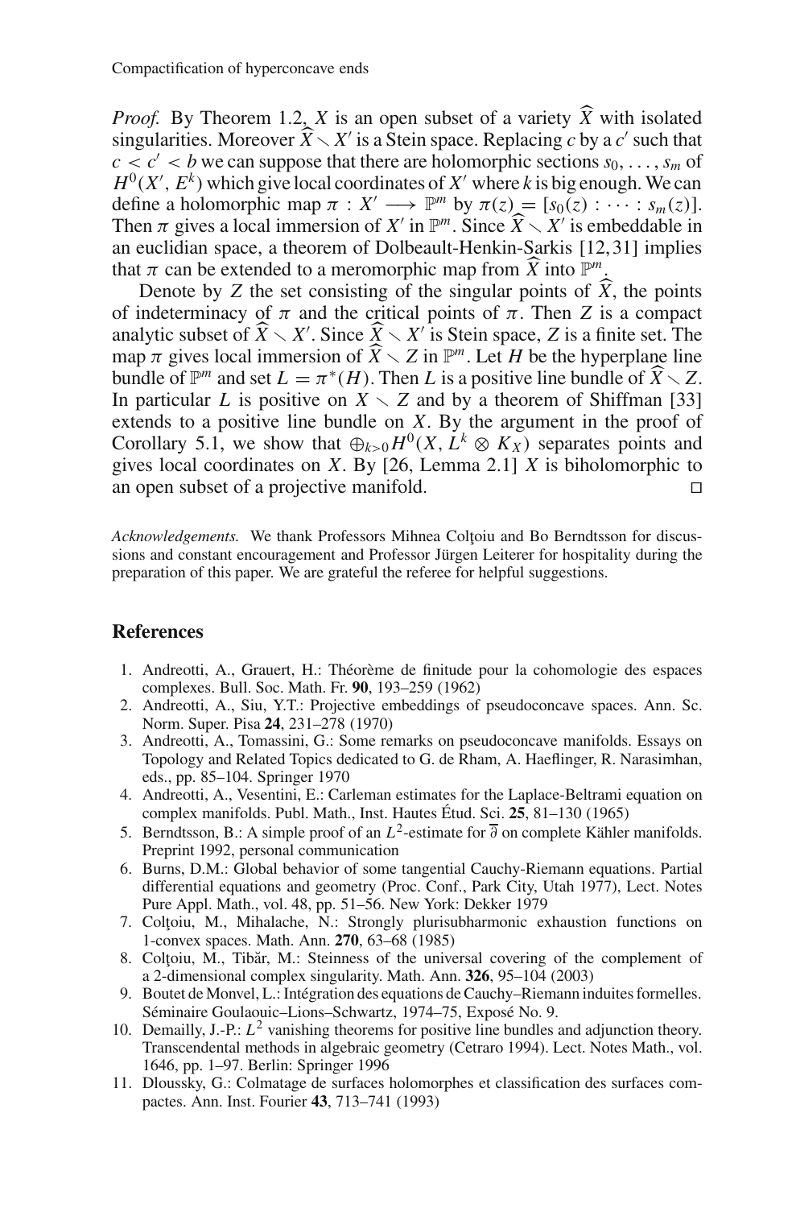*Proof.* By Theorem 1.2, $X$ is an open subset of a variety $\widehat{X}$ with isolated singularities. Moreover $\widehat{X} \setminus X'$ is a Stein space. Replacing $c$ by a $c'$ such that $c < c' < b$ we can suppose that there are holomorphic sections $s_0, \dots, s_m$ of $H^0(X', E^k)$ which give local coordinates of $X'$ where $k$ is big enough. We can define a holomorphic map $\pi : X' \longrightarrow \mathbb{P}^m$ by $\pi(z) = [s_0(z) : \cdots : s_m(z)]$. Then $\pi$ gives a local immersion of $X'$ in $\mathbb{P}^m$. Since $\widehat{X} \setminus X'$ is embeddable in an euclidian space, a theorem of Dolbeault-Henkin-Sarkis [12,31] implies that $\pi$ can be extended to a meromorphic map from $\widehat{X}$ into $\mathbb{P}^m$.

Denote by $Z$ the set consisting of the singular points of $\widehat{X}$, the points of indeterminacy of $\pi$ and the critical points of $\pi$. Then $Z$ is a compact analytic subset of $\widehat{X} \setminus X'$. Since $\widehat{X} \setminus X'$ is Stein space, $Z$ is a finite set. The map $\pi$ gives local immersion of $\widehat{X} \setminus Z$ in $\mathbb{P}^m$. Let $H$ be the hyperplane line bundle of $\mathbb{P}^m$ and set $L = \pi^*(H)$. Then $L$ is a positive line bundle of $\widehat{X} \setminus Z$. In particular $L$ is positive on $X \setminus Z$ and by a theorem of Shiffman [33] extends to a positive line bundle on $X$. By the argument in the proof of Corollary 5.1, we show that $\oplus_{k>0} H^0(X, L^k \otimes K_X)$ separates points and gives local coordinates on $X$. By [26, Lemma 2.1] $X$ is biholomorphic to an open subset of a projective manifold. □

*Acknowledgements.* We thank Professors Mihnea Colţoiu and Bo Berndtsson for discussions and constant encouragement and Professor Jürgen Leiterer for hospitality during the preparation of this paper. We are grateful the referee for helpful suggestions.

## References

1. Andreotti, A., Grauert, H.: Théorème de finitude pour la cohomologie des espaces complexes. Bull. Soc. Math. Fr. **90**, 193–259 (1962)
2. Andreotti, A., Siu, Y.T.: Projective embeddings of pseudoconcave spaces. Ann. Sc. Norm. Super. Pisa **24**, 231–278 (1970)
3. Andreotti, A., Tomassini, G.: Some remarks on pseudoconcave manifolds. Essays on Topology and Related Topics dedicated to G. de Rham, A. Haeflinger, R. Narasimhan, eds., pp. 85–104. Springer 1970
4. Andreotti, A., Vesentini, E.: Carleman estimates for the Laplace-Beltrami equation on complex manifolds. Publ. Math., Inst. Hautes Étud. Sci. **25**, 81–130 (1965)
5. Berndtsson, B.: A simple proof of an $L^2$-estimate for $\overline{\partial}$ on complete Kähler manifolds. Preprint 1992, personal communication
6. Burns, D.M.: Global behavior of some tangential Cauchy-Riemann equations. Partial differential equations and geometry (Proc. Conf., Park City, Utah 1977), Lect. Notes Pure Appl. Math., vol. 48, pp. 51–56. New York: Dekker 1979
7. Colţoiu, M., Mihalache, N.: Strongly plurisubharmonic exhaustion functions on 1-convex spaces. Math. Ann. **270**, 63–68 (1985)
8. Colţoiu, M., Tibăr, M.: Steinness of the universal covering of the complement of a 2-dimensional complex singularity. Math. Ann. **326**, 95–104 (2003)
9. Boutet de Monvel, L.: Intégration des equations de Cauchy–Riemann induites formelles. Séminaire Goulaouic–Lions–Schwartz, 1974–75, Exposé No. 9.
10. Demailly, J.-P.: $L^2$ vanishing theorems for positive line bundles and adjunction theory. Transcendental methods in algebraic geometry (Cetraro 1994). Lect. Notes Math., vol. 1646, pp. 1–97. Berlin: Springer 1996
11. Dloussky, G.: Colmatage de surfaces holomorphes et classification des surfaces compactes. Ann. Inst. Fourier **43**, 713–741 (1993)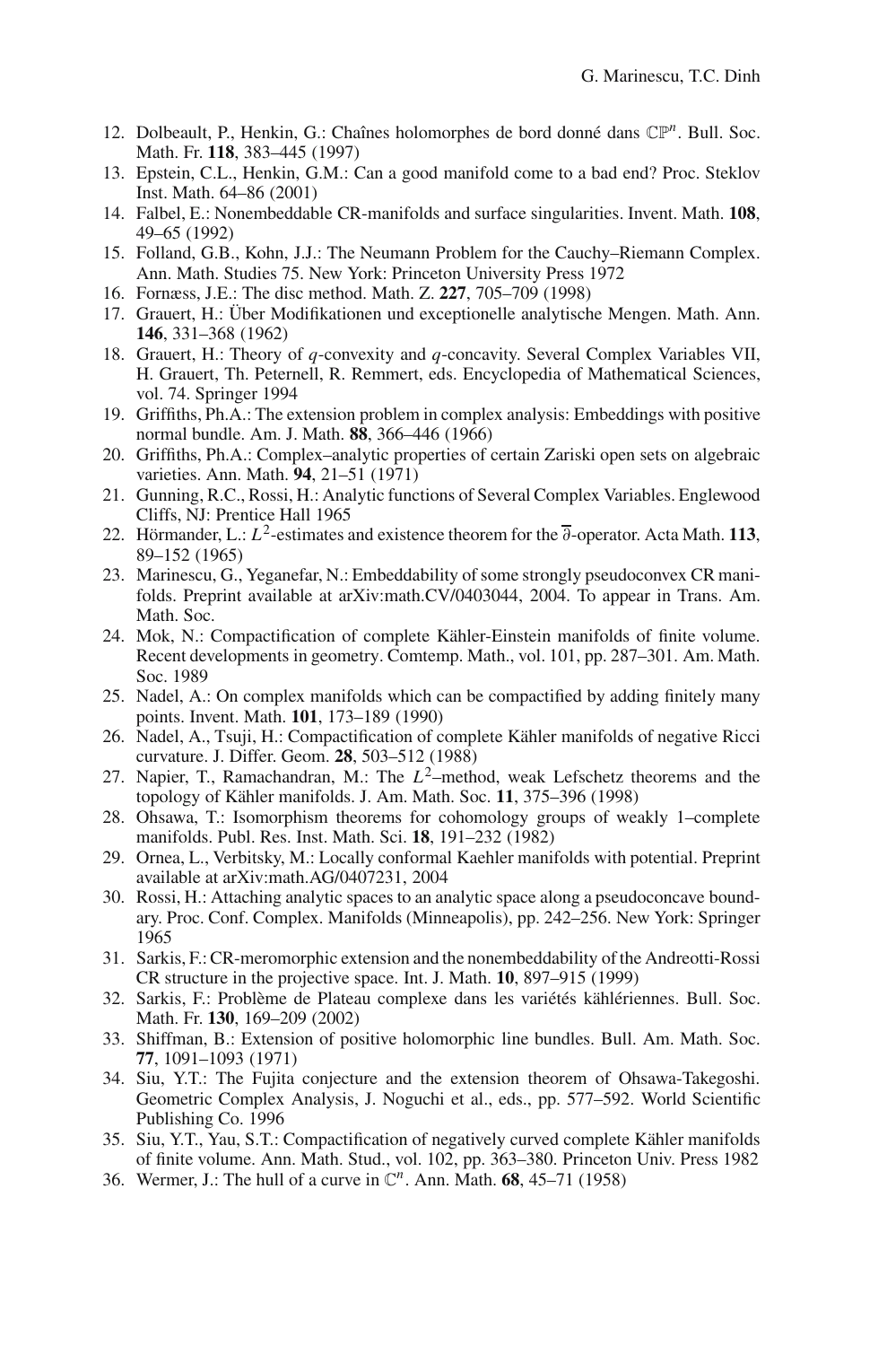12. Dolbeault, P., Henkin, G.: Chaînes holomorphes de bord donné dans $\mathbb{CP}^n$. Bull. Soc. Math. Fr. **118**, 383–445 (1997)
13. Epstein, C.L., Henkin, G.M.: Can a good manifold come to a bad end? Proc. Steklov Inst. Math. 64–86 (2001)
14. Falbel, E.: Nonembeddable CR-manifolds and surface singularities. Invent. Math. **108**, 49–65 (1992)
15. Folland, G.B., Kohn, J.J.: The Neumann Problem for the Cauchy–Riemann Complex. Ann. Math. Studies 75. New York: Princeton University Press 1972
16. Fornæss, J.E.: The disc method. Math. Z. **227**, 705–709 (1998)
17. Grauert, H.: Über Modifikationen und exceptionelle analytische Mengen. Math. Ann. **146**, 331–368 (1962)
18. Grauert, H.: Theory of $q$-convexity and $q$-concavity. Several Complex Variables VII, H. Grauert, Th. Peternell, R. Remmert, eds. Encyclopedia of Mathematical Sciences, vol. 74. Springer 1994
19. Griffiths, Ph.A.: The extension problem in complex analysis: Embeddings with positive normal bundle. Am. J. Math. **88**, 366–446 (1966)
20. Griffiths, Ph.A.: Complex–analytic properties of certain Zariski open sets on algebraic varieties. Ann. Math. **94**, 21–51 (1971)
21. Gunning, R.C., Rossi, H.: Analytic functions of Several Complex Variables. Englewood Cliffs, NJ: Prentice Hall 1965
22. Hörmander, L.: $L^2$-estimates and existence theorem for the $\overline{\partial}$-operator. Acta Math. **113**, 89–152 (1965)
23. Marinescu, G., Yeganefar, N.: Embeddability of some strongly pseudoconvex CR manifolds. Preprint available at arXiv:math.CV/0403044, 2004. To appear in Trans. Am. Math. Soc.
24. Mok, N.: Compactification of complete Kähler-Einstein manifolds of finite volume. Recent developments in geometry. Comtemp. Math., vol. 101, pp. 287–301. Am. Math. Soc. 1989
25. Nadel, A.: On complex manifolds which can be compactified by adding finitely many points. Invent. Math. **101**, 173–189 (1990)
26. Nadel, A., Tsuji, H.: Compactification of complete Kähler manifolds of negative Ricci curvature. J. Differ. Geom. **28**, 503–512 (1988)
27. Napier, T., Ramachandran, M.: The $L^2$–method, weak Lefschetz theorems and the topology of Kähler manifolds. J. Am. Math. Soc. **11**, 375–396 (1998)
28. Ohsawa, T.: Isomorphism theorems for cohomology groups of weakly 1–complete manifolds. Publ. Res. Inst. Math. Sci. **18**, 191–232 (1982)
29. Ornea, L., Verbitsky, M.: Locally conformal Kaehler manifolds with potential. Preprint available at arXiv:math.AG/0407231, 2004
30. Rossi, H.: Attaching analytic spaces to an analytic space along a pseudoconcave boundary. Proc. Conf. Complex. Manifolds (Minneapolis), pp. 242–256. New York: Springer 1965
31. Sarkis, F.: CR-meromorphic extension and the nonembeddability of the Andreotti-Rossi CR structure in the projective space. Int. J. Math. **10**, 897–915 (1999)
32. Sarkis, F.: Problème de Plateau complexe dans les variétés kählériennes. Bull. Soc. Math. Fr. **130**, 169–209 (2002)
33. Shiffman, B.: Extension of positive holomorphic line bundles. Bull. Am. Math. Soc. **77**, 1091–1093 (1971)
34. Siu, Y.T.: The Fujita conjecture and the extension theorem of Ohsawa-Takegoshi. Geometric Complex Analysis, J. Noguchi et al., eds., pp. 577–592. World Scientific Publishing Co. 1996
35. Siu, Y.T., Yau, S.T.: Compactification of negatively curved complete Kähler manifolds of finite volume. Ann. Math. Stud., vol. 102, pp. 363–380. Princeton Univ. Press 1982
36. Wermer, J.: The hull of a curve in $\mathbb{C}^n$. Ann. Math. **68**, 45–71 (1958)